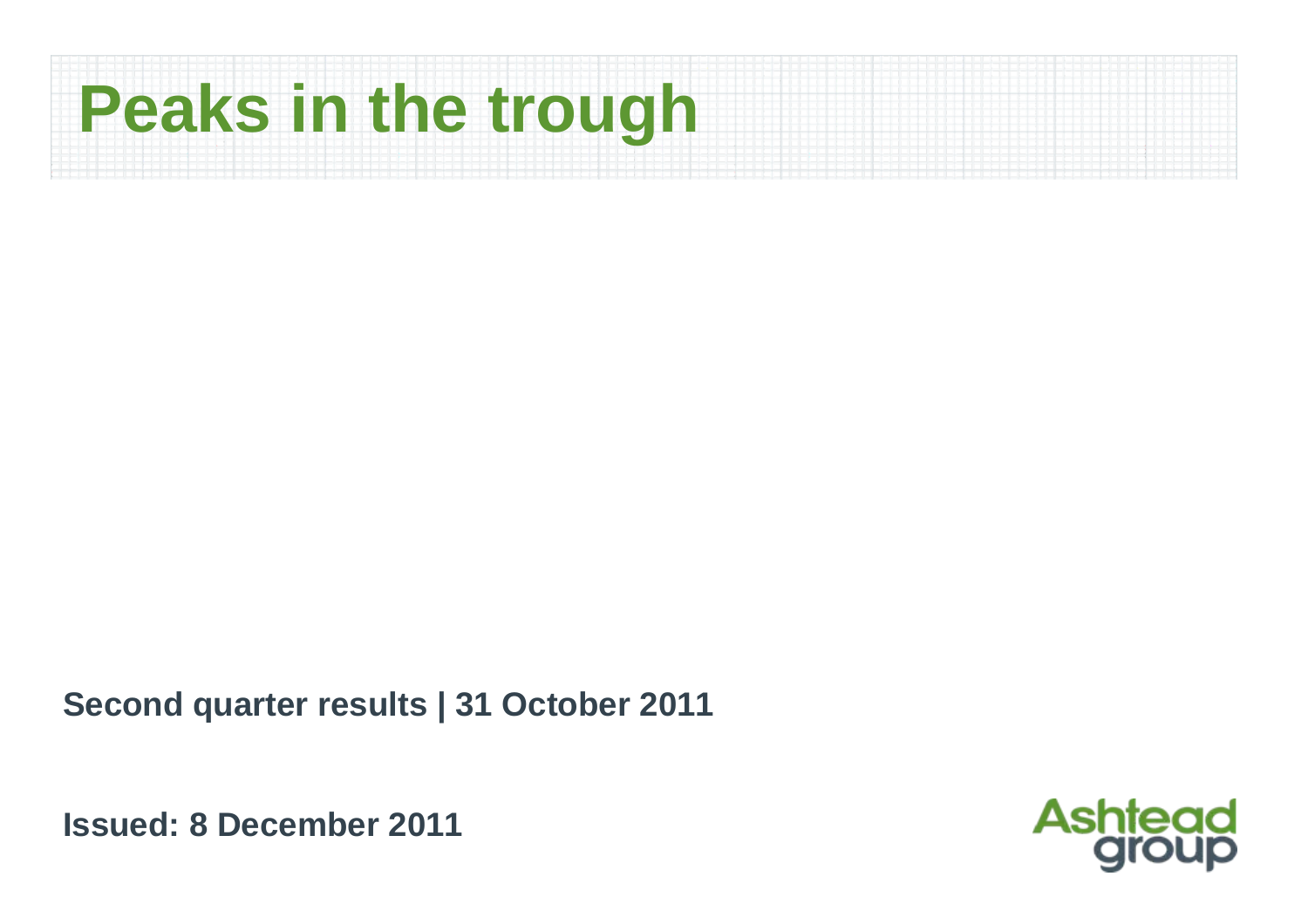# Peaks in the trough

**Second quarter results | 31 October 2011**

**Issued: 8 December 2011**

Ashtead group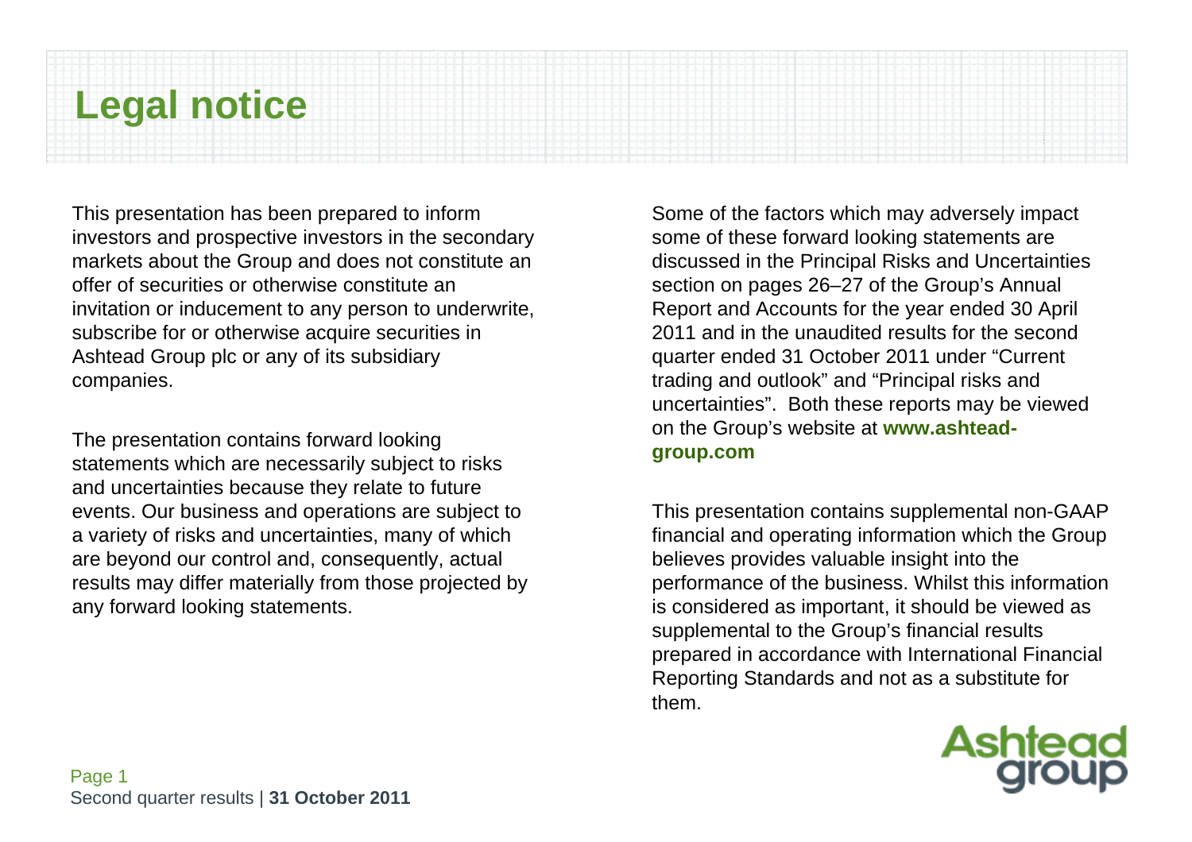# Legal notice

This presentation has been prepared to inform investors and prospective investors in the secondary markets about the Group and does not constitute an offer of securities or otherwise constitute an invitation or inducement to any person to underwrite, subscribe for or otherwise acquire securities in Ashtead Group plc or any of its subsidiary companies.

The presentation contains forward looking statements which are necessarily subject to risks and uncertainties because they relate to future events. Our business and operations are subject to a variety of risks and uncertainties, many of which are beyond our control and, consequently, actual results may differ materially from those projected by any forward looking statements.

Some of the factors which may adversely impact some of these forward looking statements are discussed in the Principal Risks and Uncertainties section on pages 26–27 of the Group's Annual Report and Accounts for the year ended 30 April 2011 and in the unaudited results for the second quarter ended 31 October 2011 under "Current trading and outlook" and "Principal risks and uncertainties". Both these reports may be viewed on the Group's website at **www.ashtead-group.com**

This presentation contains supplemental non-GAAP financial and operating information which the Group believes provides valuable insight into the performance of the business. Whilst this information is considered as important, it should be viewed as supplemental to the Group's financial results prepared in accordance with International Financial Reporting Standards and not as a substitute for them.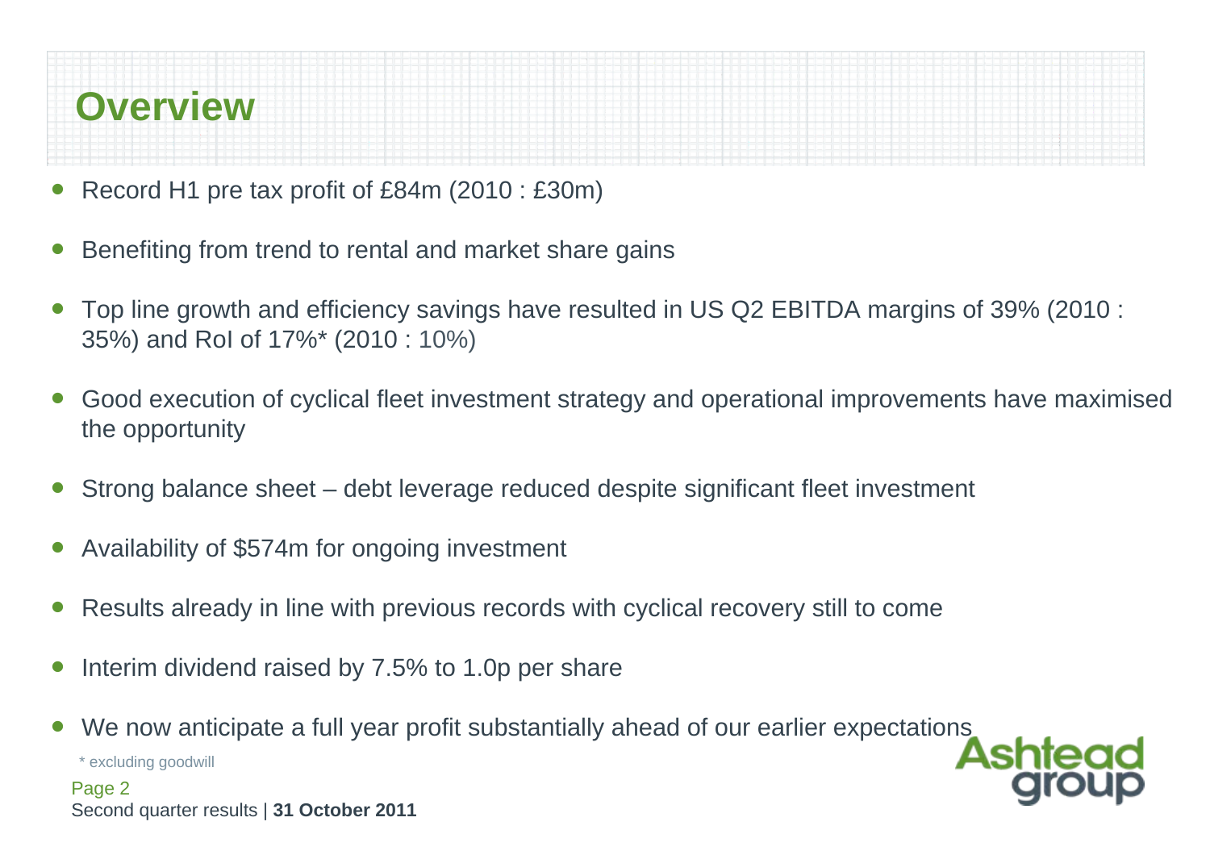# Overview

- Record H1 pre tax profit of £84m (2010 : £30m)
- Benefiting from trend to rental and market share gains
- Top line growth and efficiency savings have resulted in US Q2 EBITDA margins of 39% (2010 : 35%) and RoI of 17%* (2010 : 10%)
- Good execution of cyclical fleet investment strategy and operational improvements have maximised the opportunity
- Strong balance sheet – debt leverage reduced despite significant fleet investment
- Availability of $574m for ongoing investment
- Results already in line with previous records with cyclical recovery still to come
- Interim dividend raised by 7.5% to 1.0p per share
- We now anticipate a full year profit substantially ahead of our earlier expectations

\* excluding goodwill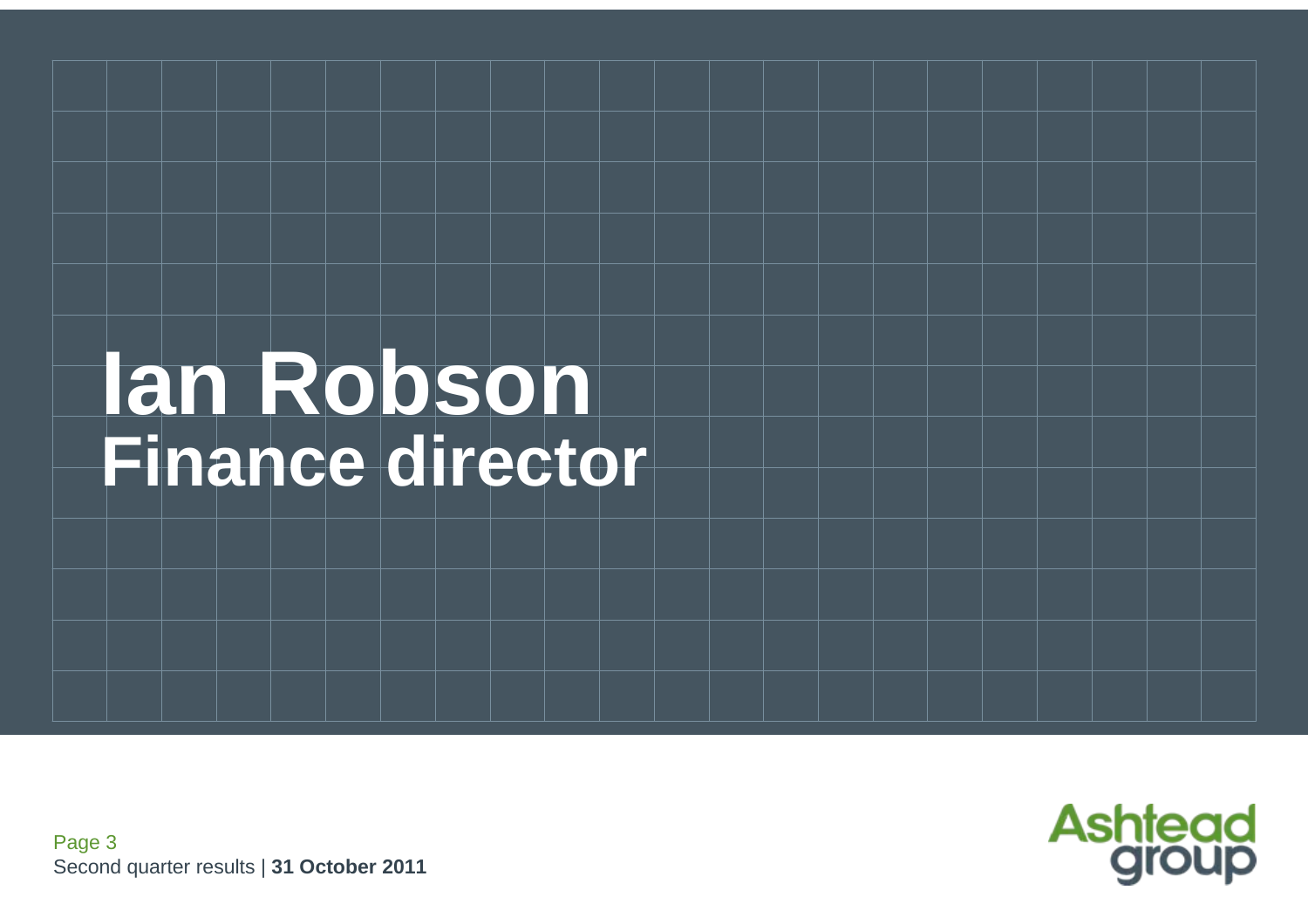# Ian Robson
## Finance director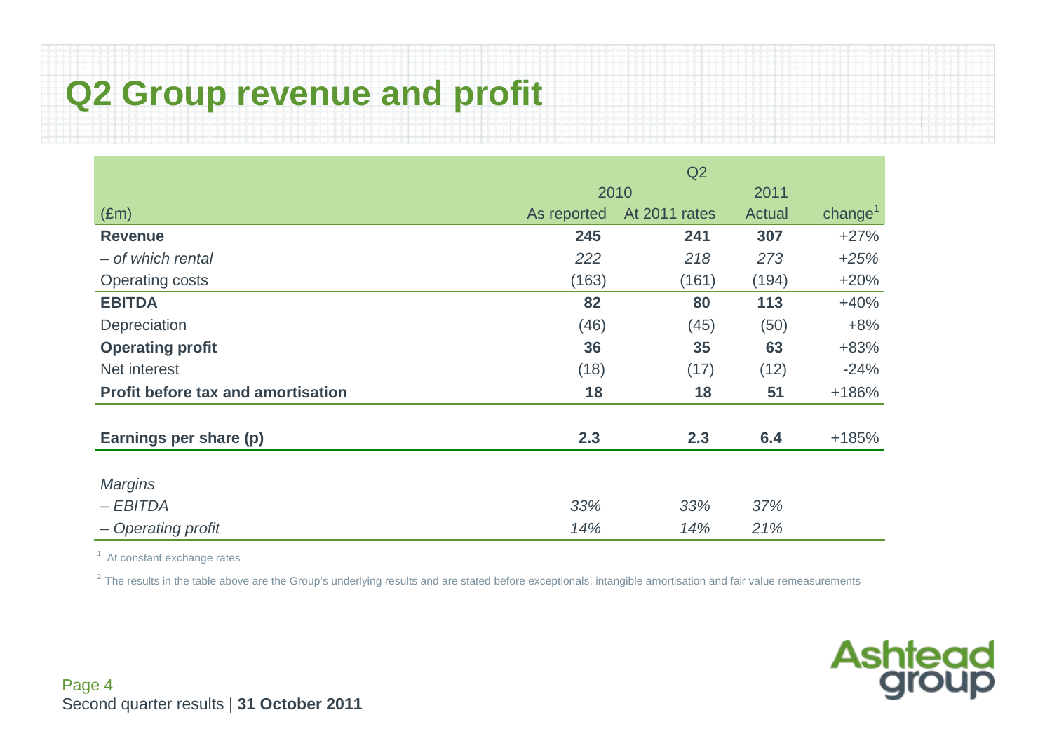# Q2 Group revenue and profit

| | Q2 | | | |
|---|---|---|---|---|
| | 2010 | | 2011 | |
| (£m) | As reported | At 2011 rates | Actual | change[1] |
| **Revenue** | **245** | **241** | **307** | +27% |
| *– of which rental* | *222* | *218* | *273* | *+25%* |
| Operating costs | (163) | (161) | (194) | +20% |
| **EBITDA** | **82** | **80** | **113** | +40% |
| Depreciation | (46) | (45) | (50) | +8% |
| **Operating profit** | **36** | **35** | **63** | +83% |
| Net interest | (18) | (17) | (12) | -24% |
| **Profit before tax and amortisation** | **18** | **18** | **51** | +186% |
| | | | | |
| **Earnings per share (p)** | **2.3** | **2.3** | **6.4** | +185% |
| | | | | |
| *Margins* | | | | |
| *– EBITDA* | *33%* | *33%* | *37%* | |
| *– Operating profit* | *14%* | *14%* | *21%* | |

[1] At constant exchange rates

[2] The results in the table above are the Group's underlying results and are stated before exceptionals, intangible amortisation and fair value remeasurements

Second quarter results | **31 October 2011**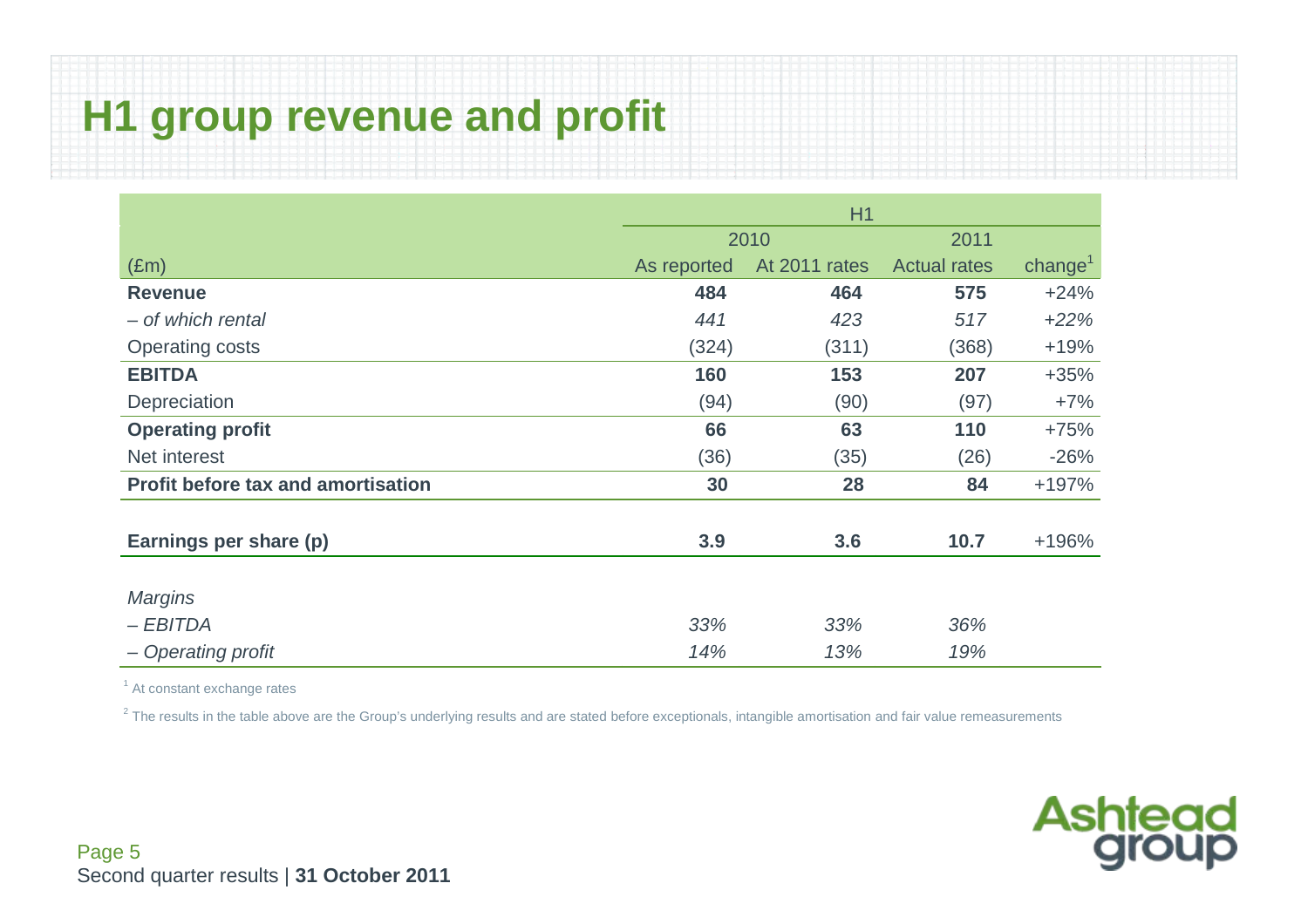# H1 group revenue and profit

| | H1 | | | |
|---|---|---|---|---|
| | 2010 | | 2011 | |
| (£m) | As reported | At 2011 rates | Actual rates | change[1] |
| **Revenue** | **484** | **464** | **575** | +24% |
| *– of which rental* | *441* | *423* | *517* | *+22%* |
| Operating costs | (324) | (311) | (368) | +19% |
| **EBITDA** | **160** | **153** | **207** | +35% |
| Depreciation | (94) | (90) | (97) | +7% |
| **Operating profit** | **66** | **63** | **110** | +75% |
| Net interest | (36) | (35) | (26) | -26% |
| **Profit before tax and amortisation** | **30** | **28** | **84** | +197% |
| | | | | |
| **Earnings per share (p)** | **3.9** | **3.6** | **10.7** | +196% |
| | | | | |
| *Margins* | | | | |
| *– EBITDA* | *33%* | *33%* | *36%* | |
| *– Operating profit* | *14%* | *13%* | *19%* | |

[1] At constant exchange rates

[2] The results in the table above are the Group's underlying results and are stated before exceptionals, intangible amortisation and fair value remeasurements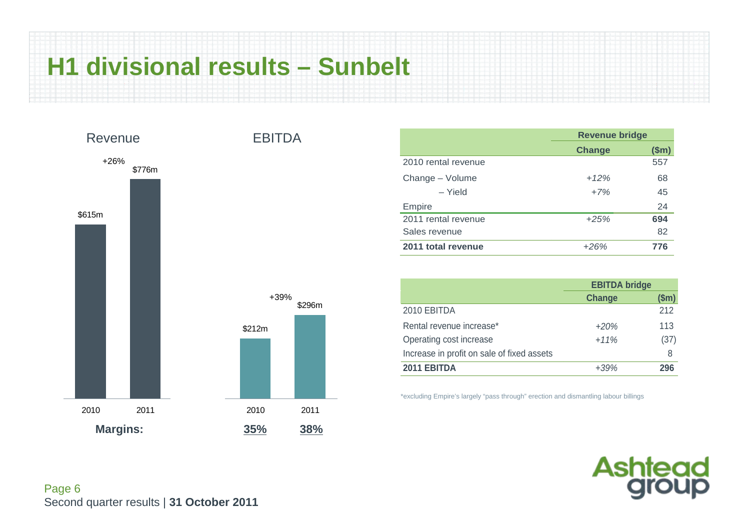# H1 divisional results – Sunbelt

**Revenue**

| | 2010 | 2011 |
|---|---|---|
| Revenue | $615m | $776m |

+26%

**EBITDA**

| | 2010 | 2011 |
|---|---|---|
| EBITDA | $212m | $296m |

+39%

**Margins:** 35% (2010), 38% (2011)

| | Revenue bridge | |
|---|---|---|
| | **Change** | **($m)** |
| 2010 rental revenue | | 557 |
| Change – Volume | *+12%* | 68 |
| – Yield | *+7%* | 45 |
| Empire | | 24 |
| 2011 rental revenue | *+25%* | **694** |
| Sales revenue | | 82 |
| **2011 total revenue** | *+26%* | **776** |

| | EBITDA bridge | |
|---|---|---|
| | **Change** | **($m)** |
| 2010 EBITDA | | 212 |
| Rental revenue increase* | *+20%* | 113 |
| Operating cost increase | *+11%* | (37) |
| Increase in profit on sale of fixed assets | | 8 |
| **2011 EBITDA** | *+39%* | **296** |

*excluding Empire's largely "pass through" erection and dismantling labour billings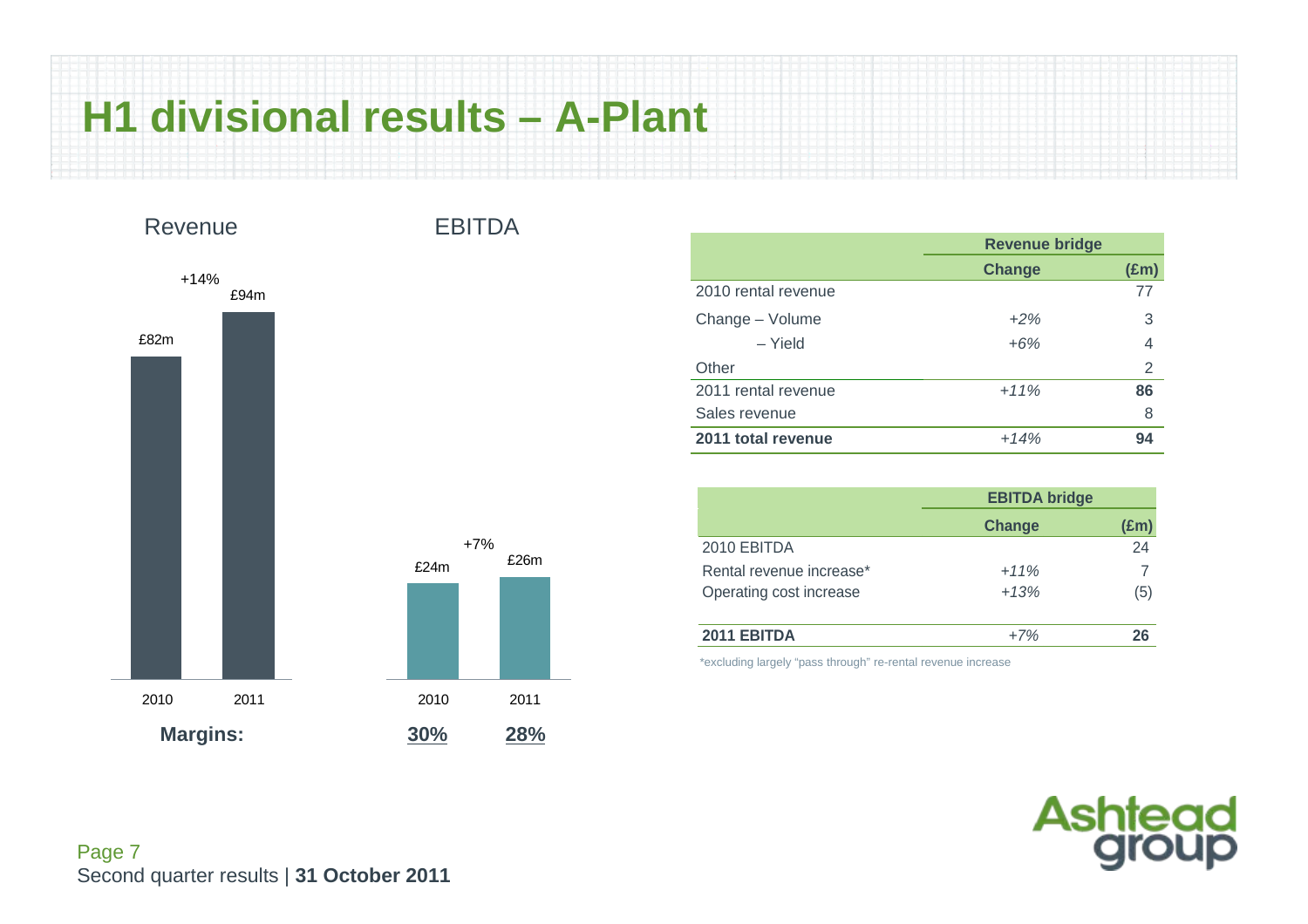# H1 divisional results – A-Plant

Revenue

+14%

| | 2010 | 2011 |
|---|---|---|
| Revenue | £82m | £94m |

EBITDA

+7%

| | 2010 | 2011 |
|---|---|---|
| EBITDA | £24m | £26m |
| **Margins:** | **30%** | **28%** |

| | Revenue bridge | |
|---|---|---|
| | **Change** | **(£m)** |
| 2010 rental revenue | | 77 |
| Change – Volume | *+2%* | 3 |
| – Yield | *+6%* | 4 |
| Other | | 2 |
| 2011 rental revenue | *+11%* | **86** |
| Sales revenue | | 8 |
| **2011 total revenue** | *+14%* | **94** |

| | EBITDA bridge | |
|---|---|---|
| | **Change** | **(£m)** |
| 2010 EBITDA | | 24 |
| Rental revenue increase* | *+11%* | 7 |
| Operating cost increase | *+13%* | (5) |
| **2011 EBITDA** | *+7%* | **26** |

*excluding largely "pass through" re-rental revenue increase

Second quarter results | **31 October 2011**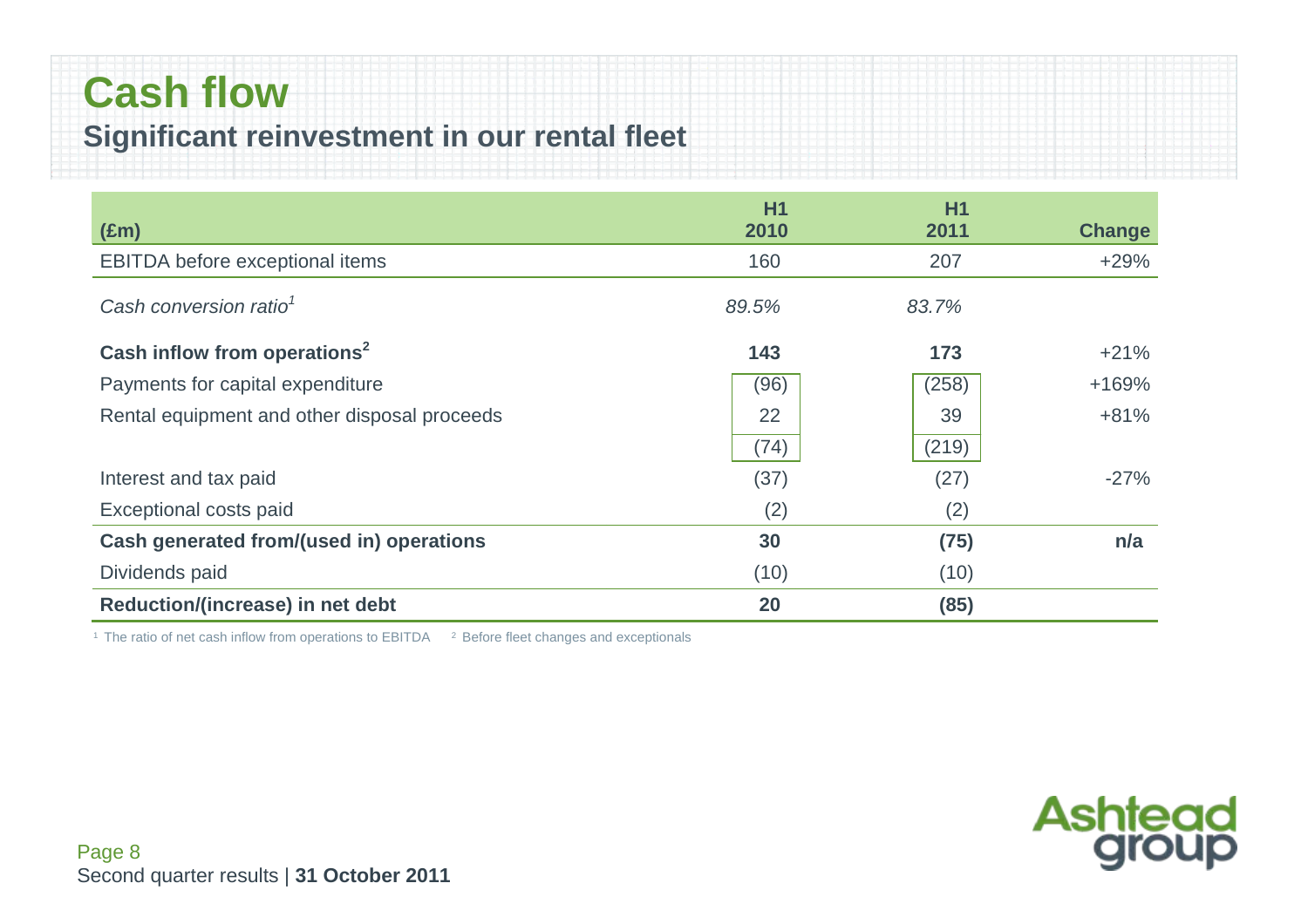# Cash flow

## Significant reinvestment in our rental fleet

| (£m) | H1 2010 | H1 2011 | Change |
| --- | --- | --- | --- |
| EBITDA before exceptional items | 160 | 207 | +29% |
| *Cash conversion ratio[1]* | *89.5%* | *83.7%* | |
| **Cash inflow from operations[2]** | **143** | **173** | +21% |
| Payments for capital expenditure | (96) | (258) | +169% |
| Rental equipment and other disposal proceeds | 22 | 39 | +81% |
| | (74) | (219) | |
| Interest and tax paid | (37) | (27) | -27% |
| Exceptional costs paid | (2) | (2) | |
| **Cash generated from/(used in) operations** | **30** | **(75)** | **n/a** |
| Dividends paid | (10) | (10) | |
| **Reduction/(increase) in net debt** | **20** | **(85)** | |

[1] The ratio of net cash inflow from operations to EBITDA [2] Before fleet changes and exceptionals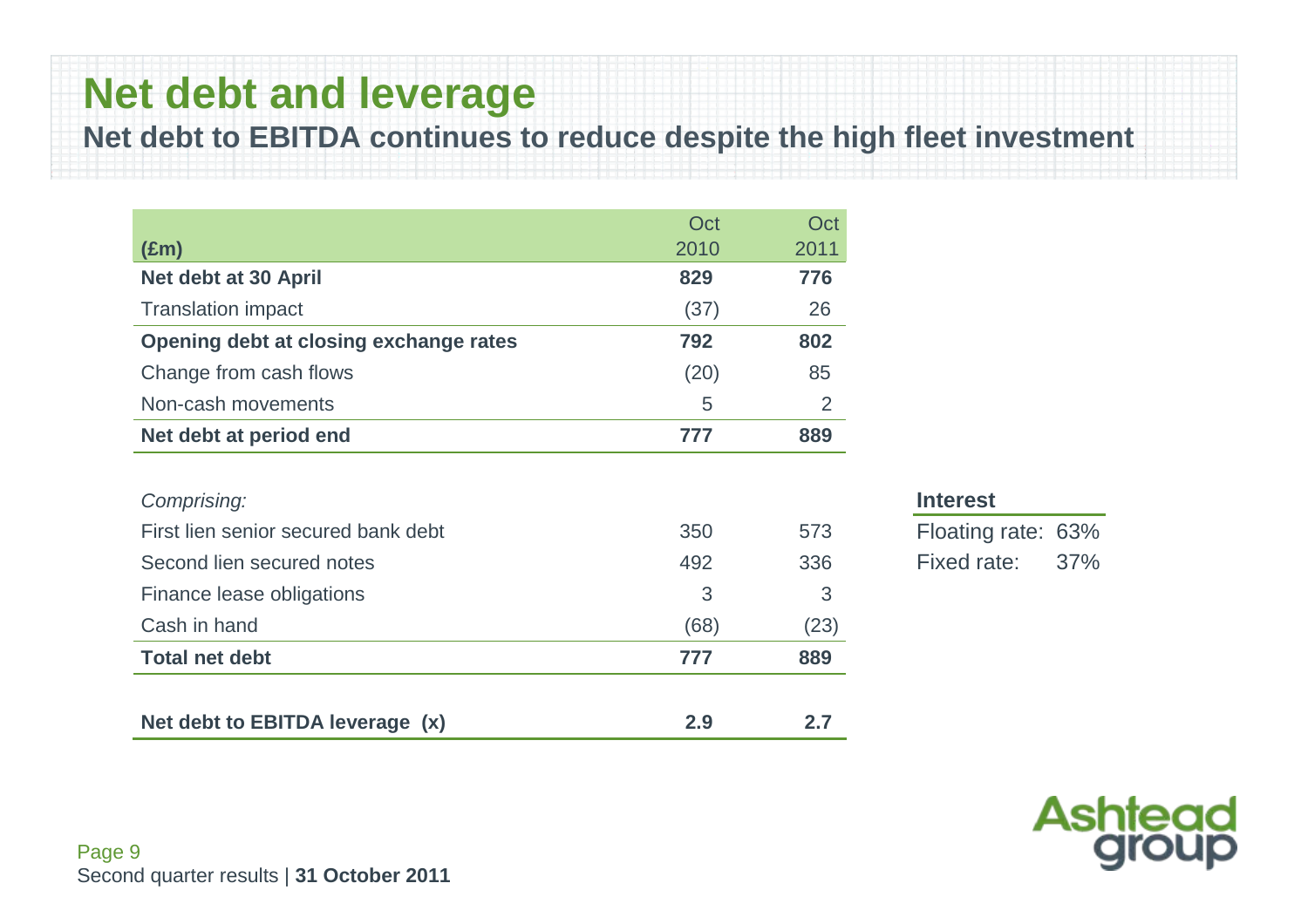# Net debt and leverage

## Net debt to EBITDA continues to reduce despite the high fleet investment

| (£m) | Oct 2010 | Oct 2011 |
|---|---|---|
| **Net debt at 30 April** | **829** | **776** |
| Translation impact | (37) | 26 |
| **Opening debt at closing exchange rates** | **792** | **802** |
| Change from cash flows | (20) | 85 |
| Non-cash movements | 5 | 2 |
| **Net debt at period end** | **777** | **889** |
| | | |
| *Comprising:* | | |
| First lien senior secured bank debt | 350 | 573 |
| Second lien secured notes | 492 | 336 |
| Finance lease obligations | 3 | 3 |
| Cash in hand | (68) | (23) |
| **Total net debt** | **777** | **889** |
| | | |
| **Net debt to EBITDA leverage (x)** | **2.9** | **2.7** |

| **Interest** | |
|---|---|
| Floating rate: | 63% |
| Fixed rate: | 37% |

Second quarter results | **31 October 2011**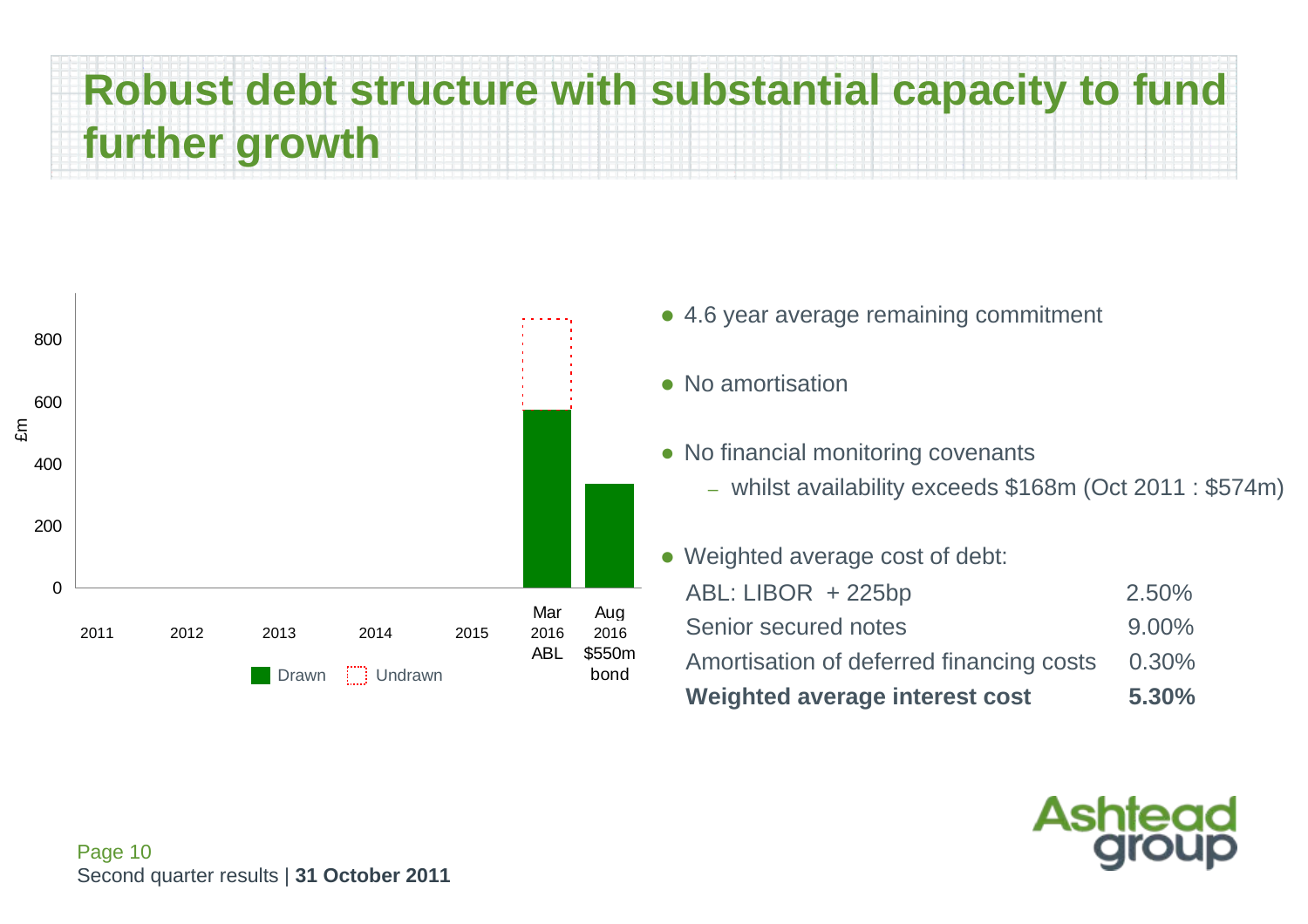# Robust debt structure with substantial capacity to fund further growth

£m

800

600

400

200

0

2011 2012 2013 2014 2015 Mar 2016 ABL Aug 2016 $550m bond

Drawn Undrawn

- 4.6 year average remaining commitment
- No amortisation
- No financial monitoring covenants
  - whilst availability exceeds $168m (Oct 2011 : $574m)
- Weighted average cost of debt:

| | |
|---|---|
| ABL: LIBOR + 225bp | 2.50% |
| Senior secured notes | 9.00% |
| Amortisation of deferred financing costs | 0.30% |
| **Weighted average interest cost** | **5.30%** |

Ashtead group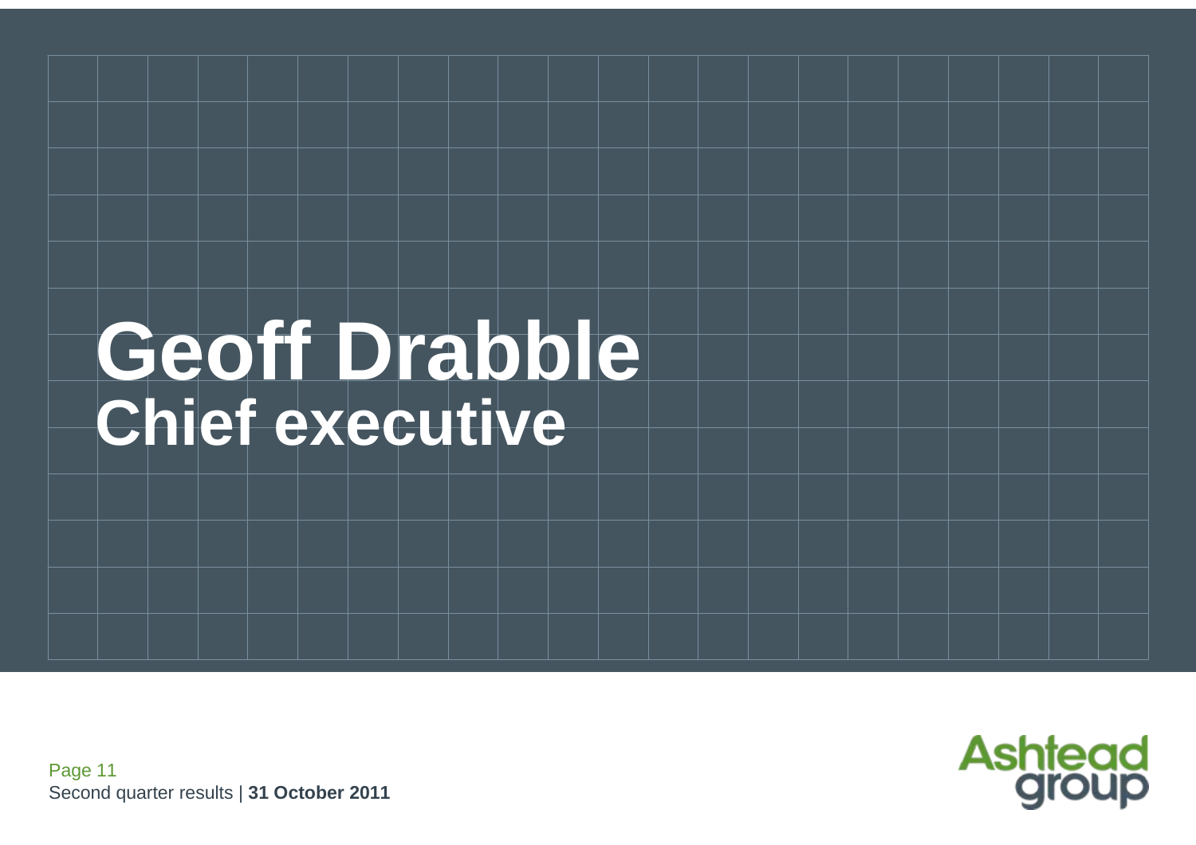# Geoff Drabble
## Chief executive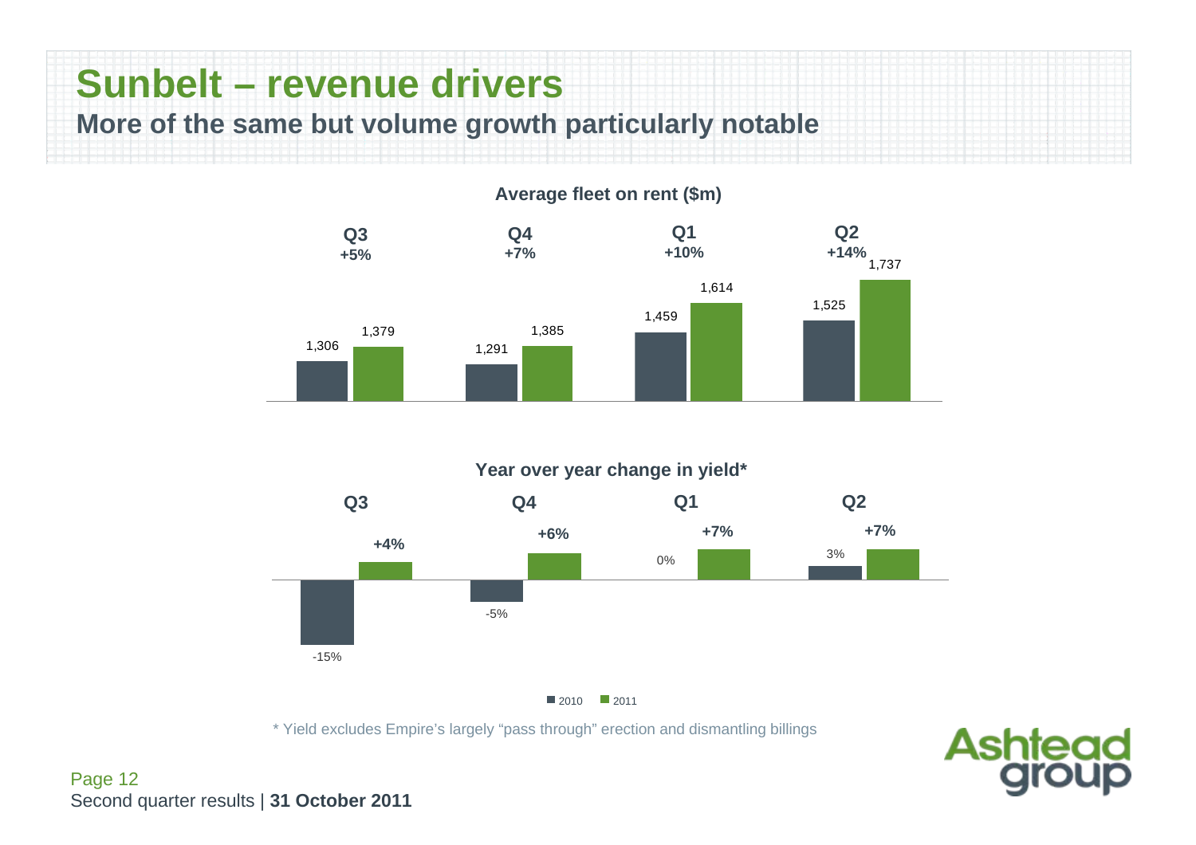# Sunbelt – revenue drivers

## More of the same but volume growth particularly notable

**Average fleet on rent ($m)**

| | Q3 | Q4 | Q1 | Q2 |
|---|---|---|---|---|
| Change | +5% | +7% | +10% | +14% |
| 2010 | 1,306 | 1,291 | 1,459 | 1,525 |
| 2011 | 1,379 | 1,385 | 1,614 | 1,737 |

**Year over year change in yield***

| | Q3 | Q4 | Q1 | Q2 |
|---|---|---|---|---|
| 2010 | -15% | -5% | 0% | 3% |
| 2011 | +4% | +6% | +7% | +7% |

\* Yield excludes Empire's largely "pass through" erection and dismantling billings

Second quarter results | **31 October 2011**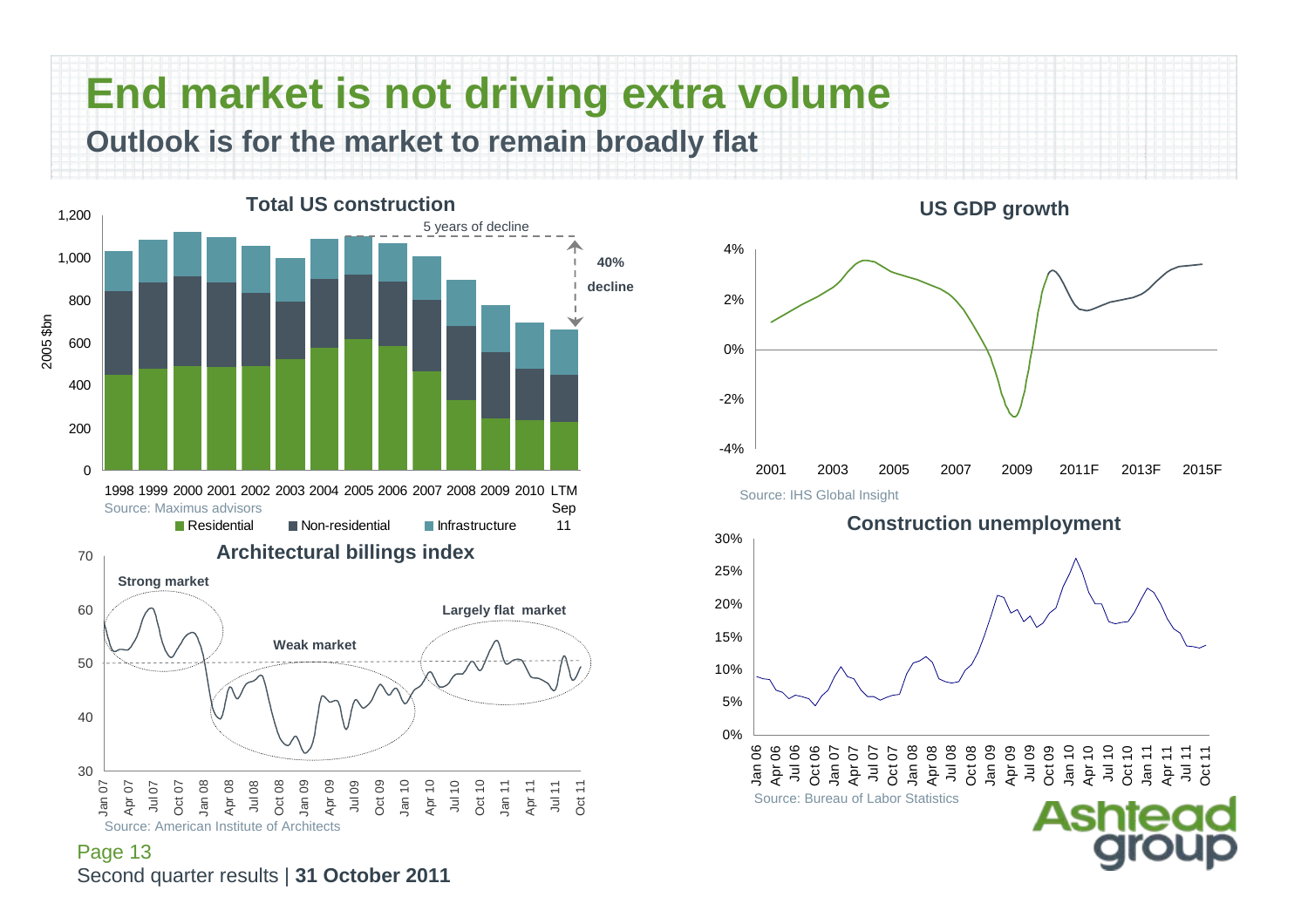# End market is not driving extra volume

## Outlook is for the market to remain broadly flat

**Total US construction**

2005 $bn

5 years of decline

40% decline

1998 1999 2000 2001 2002 2003 2004 2005 2006 2007 2008 2009 2010 LTM Sep 11

Source: Maximus advisors

Residential | Non-residential | Infrastructure

**US GDP growth**

2001 2003 2005 2007 2009 2011F 2013F 2015F

Source: IHS Global Insight

**Architectural billings index**

Strong market

Weak market

Largely flat market

Source: American Institute of Architects

**Construction unemployment**

Source: Bureau of Labor Statistics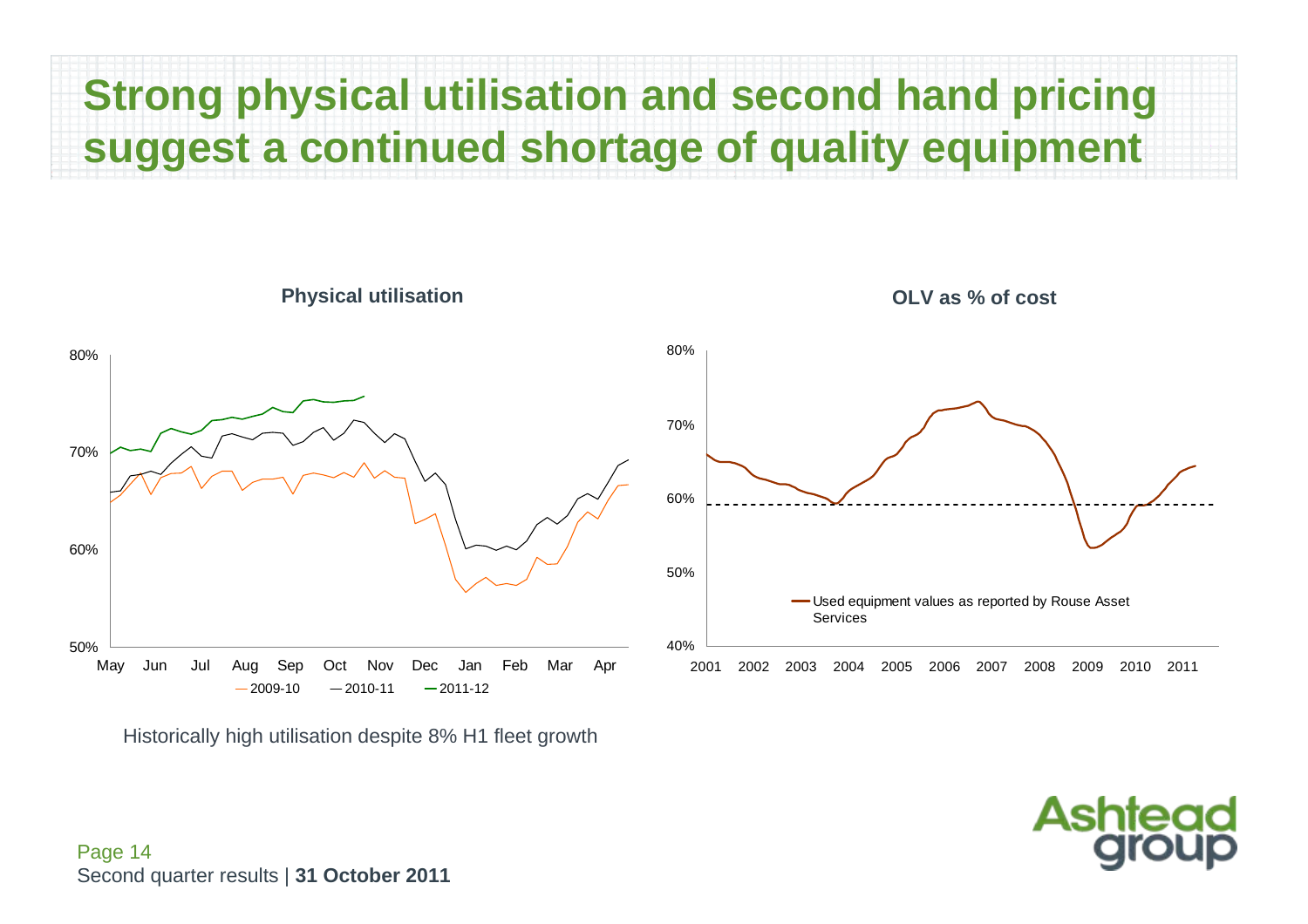# Strong physical utilisation and second hand pricing suggest a continued shortage of quality equipment

**Physical utilisation**

80%
70%
60%
50%

May Jun Jul Aug Sep Oct Nov Dec Jan Feb Mar Apr

— 2009-10 — 2010-11 — 2011-12

**OLV as % of cost**

80%
70%
60%
50%
40%

2001 2002 2003 2004 2005 2006 2007 2008 2009 2010 2011

— Used equipment values as reported by Rouse Asset Services

Historically high utilisation despite 8% H1 fleet growth

Second quarter results | **31 October 2011**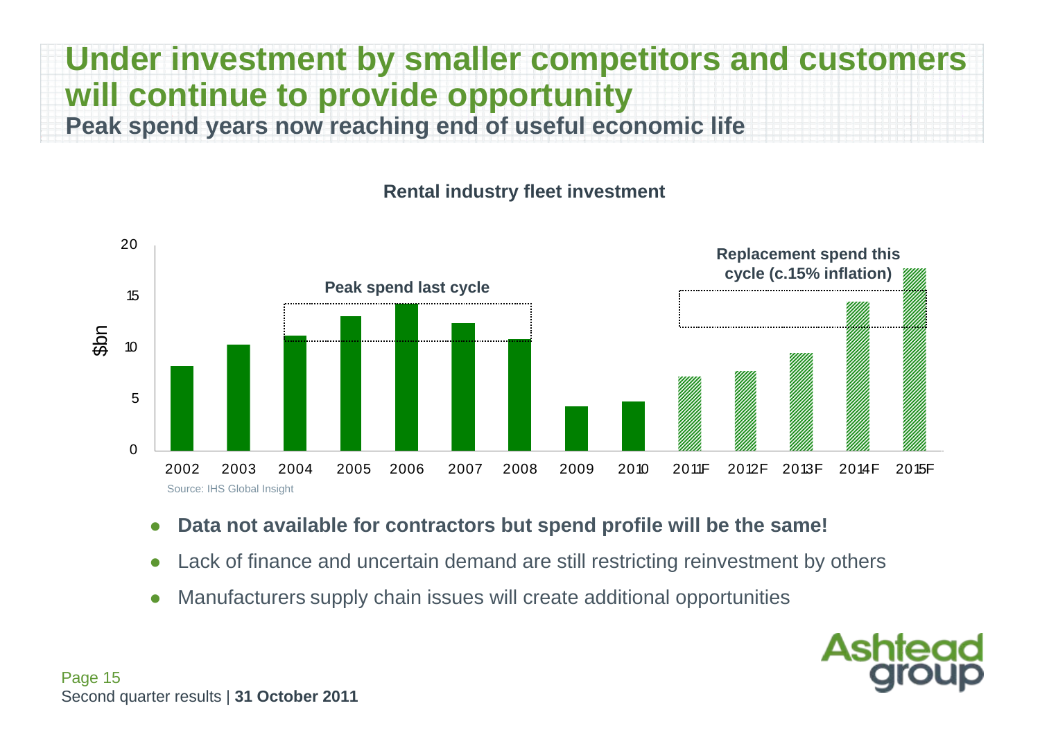# Under investment by smaller competitors and customers will continue to provide opportunity

### Peak spend years now reaching end of useful economic life

**Rental industry fleet investment**

$bn

Peak spend last cycle

Replacement spend this cycle (c.15% inflation)

2002 2003 2004 2005 2006 2007 2008 2009 2010 2011F 2012F 2013F 2014F 2015F

Source: IHS Global Insight

- **Data not available for contractors but spend profile will be the same!**
- Lack of finance and uncertain demand are still restricting reinvestment by others
- Manufacturers supply chain issues will create additional opportunities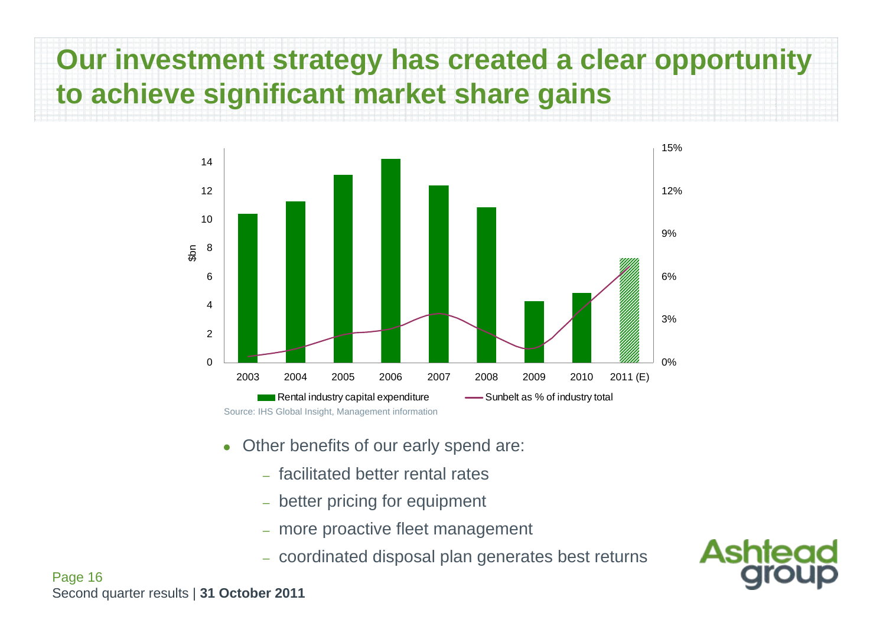# Our investment strategy has created a clear opportunity to achieve significant market share gains

Source: IHS Global Insight, Management information

- Other benefits of our early spend are:
  - facilitated better rental rates
  - better pricing for equipment
  - more proactive fleet management
  - coordinated disposal plan generates best returns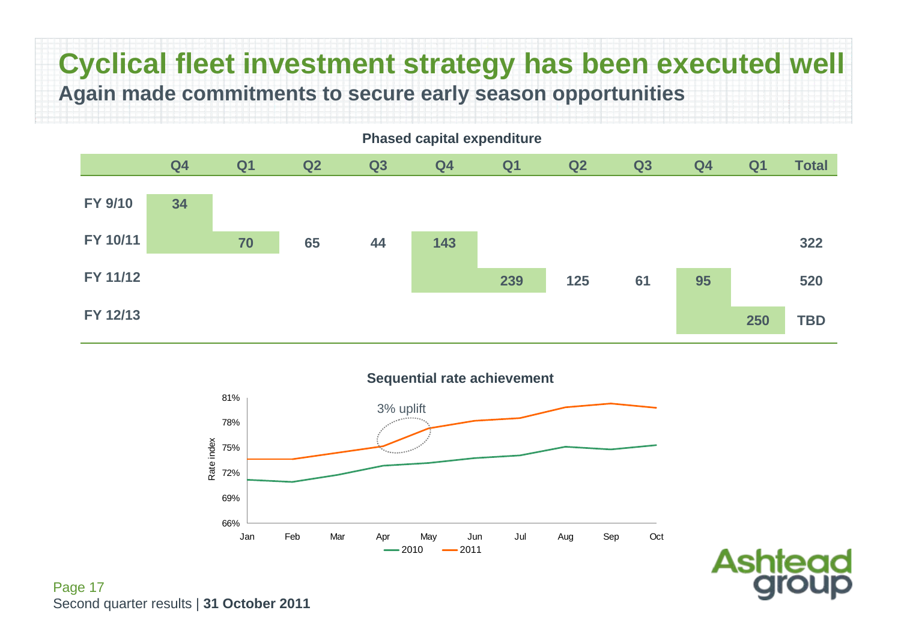# Cyclical fleet investment strategy has been executed well

## Again made commitments to secure early season opportunities

**Phased capital expenditure**

| | Q4 | Q1 | Q2 | Q3 | Q4 | Q1 | Q2 | Q3 | Q4 | Q1 | Total |
|---|---|---|---|---|---|---|---|---|---|---|---|
| FY 9/10 | 34 | | | | | | | | | | |
| FY 10/11 | | 70 | 65 | 44 | 143 | | | | | | 322 |
| FY 11/12 | | | | | | 239 | 125 | 61 | 95 | | 520 |
| FY 12/13 | | | | | | | | | | 250 | TBD |

**Sequential rate achievement**

3% uplift

Rate index: 66%, 69%, 72%, 75%, 78%, 81%

Jan, Feb, Mar, Apr, May, Jun, Jul, Aug, Sep, Oct

2010, 2011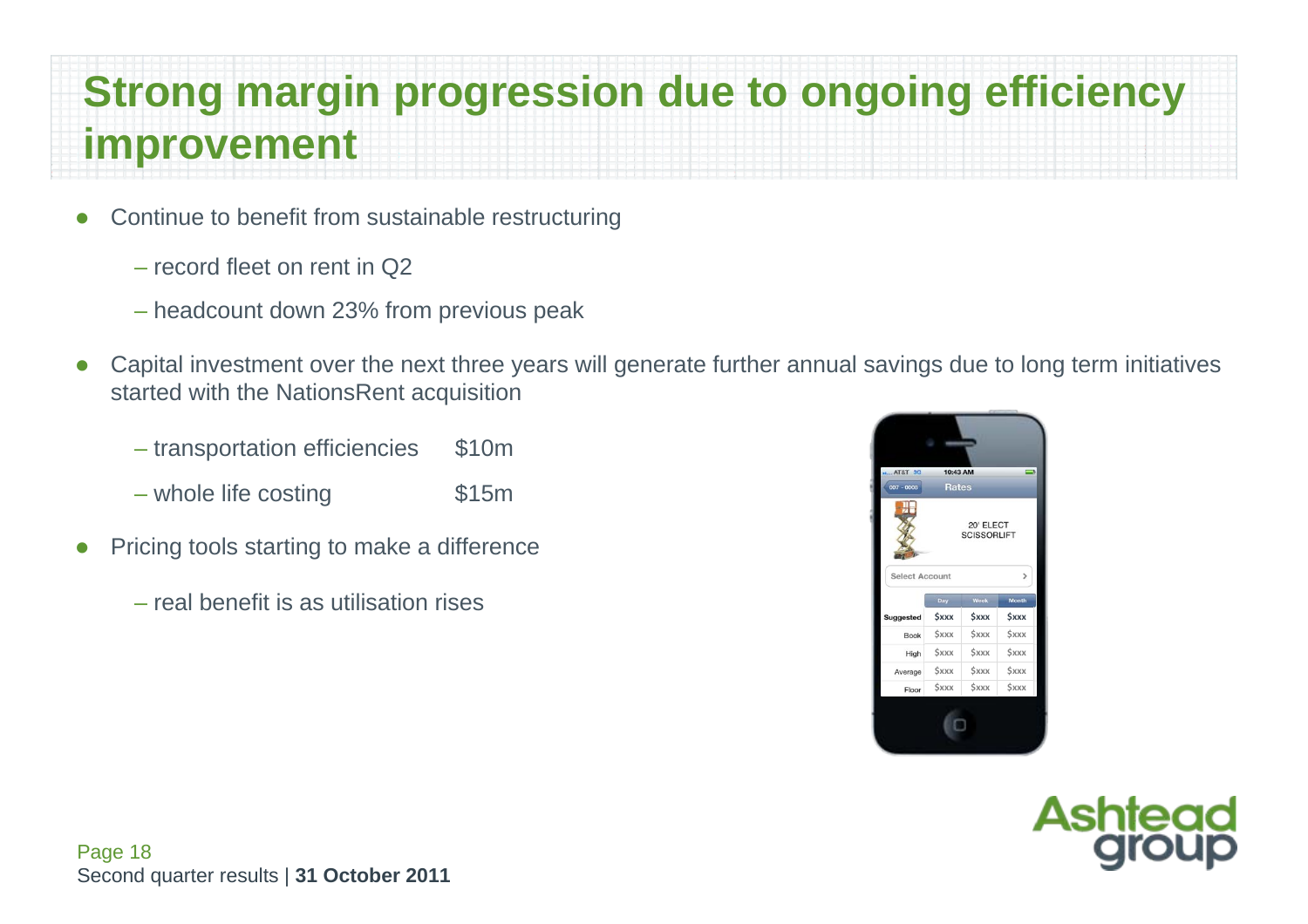# Strong margin progression due to ongoing efficiency improvement

- Continue to benefit from sustainable restructuring
  - record fleet on rent in Q2
  - headcount down 23% from previous peak
- Capital investment over the next three years will generate further annual savings due to long term initiatives started with the NationsRent acquisition
  - transportation efficiencies $10m
  - whole life costing $15m
- Pricing tools starting to make a difference
  - real benefit is as utilisation rises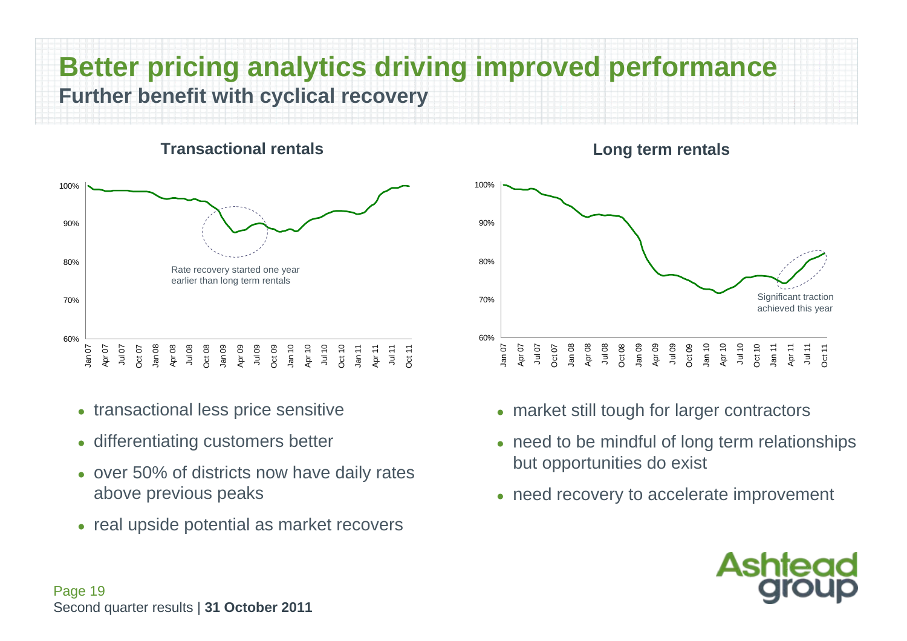# Better pricing analytics driving improved performance

## Further benefit with cyclical recovery

### Transactional rentals

Rate recovery started one year earlier than long term rentals

- transactional less price sensitive
- differentiating customers better
- over 50% of districts now have daily rates above previous peaks
- real upside potential as market recovers

### Long term rentals

Significant traction achieved this year

- market still tough for larger contractors
- need to be mindful of long term relationships but opportunities do exist
- need recovery to accelerate improvement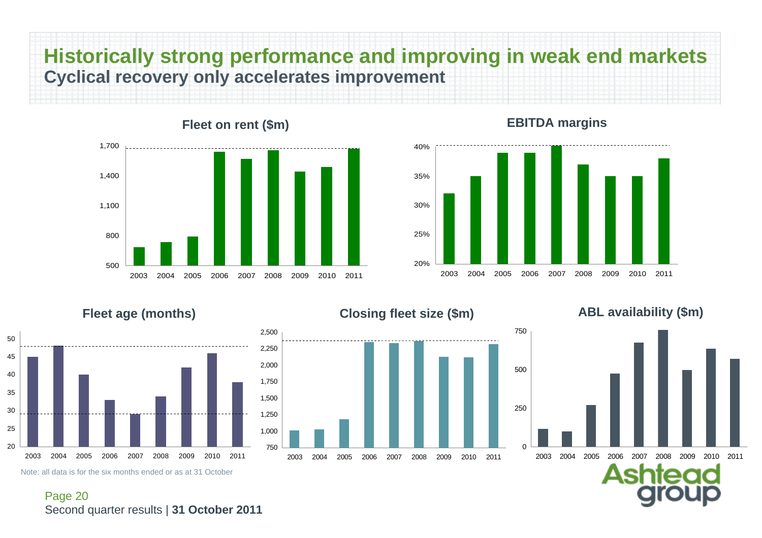# Historically strong performance and improving in weak end markets

## Cyclical recovery only accelerates improvement

### Fleet on rent ($m)

### EBITDA margins

### Fleet age (months)

### Closing fleet size ($m)

### ABL availability ($m)

Note: all data is for the six months ended or as at 31 October

Second quarter results | **31 October 2011**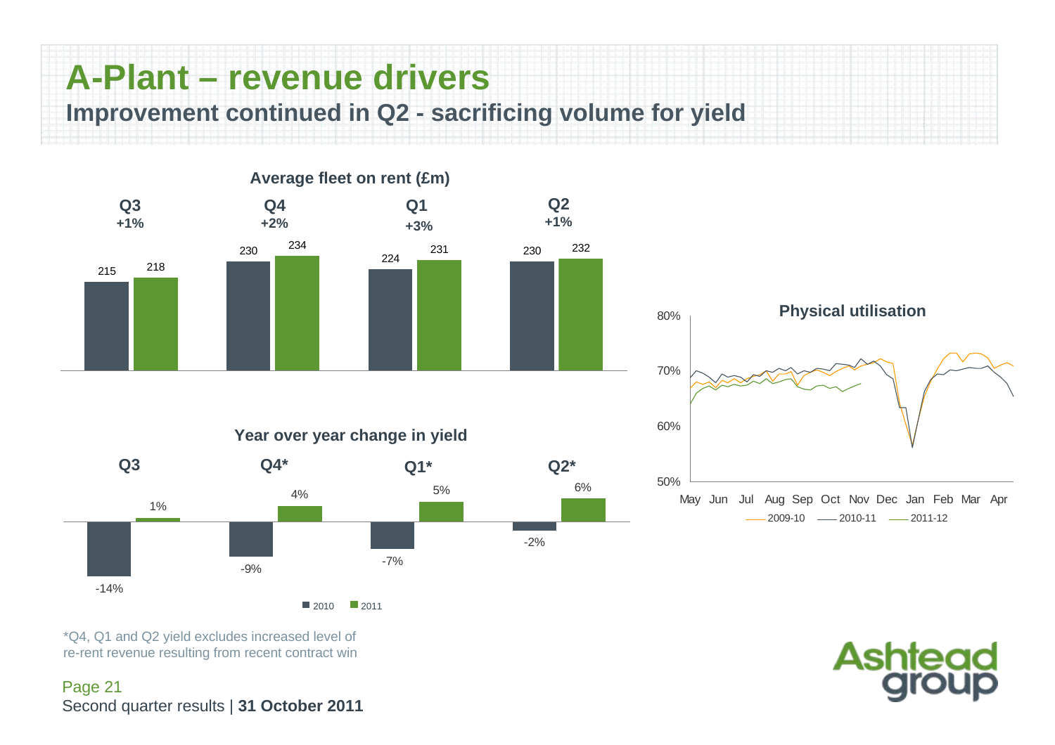# A-Plant – revenue drivers

## Improvement continued in Q2 - sacrificing volume for yield

**Average fleet on rent (£m)**

| | Q3 | Q4 | Q1 | Q2 |
|---|---|---|---|---|
| Change | +1% | +2% | +3% | +1% |
| 2010 | 215 | 230 | 224 | 230 |
| 2011 | 218 | 234 | 231 | 232 |

**Year over year change in yield**

| | Q3 | Q4* | Q1* | Q2* |
|---|---|---|---|---|
| 2010 | -14% | -9% | -7% | -2% |
| 2011 | 1% | 4% | 5% | 6% |

**Physical utilisation**

(Chart: monthly physical utilisation May–Apr, 50%–80% scale, for 2009-10, 2010-11 and 2011-12)

*Q4, Q1 and Q2 yield excludes increased level of re-rent revenue resulting from recent contract win

Second quarter results | **31 October 2011**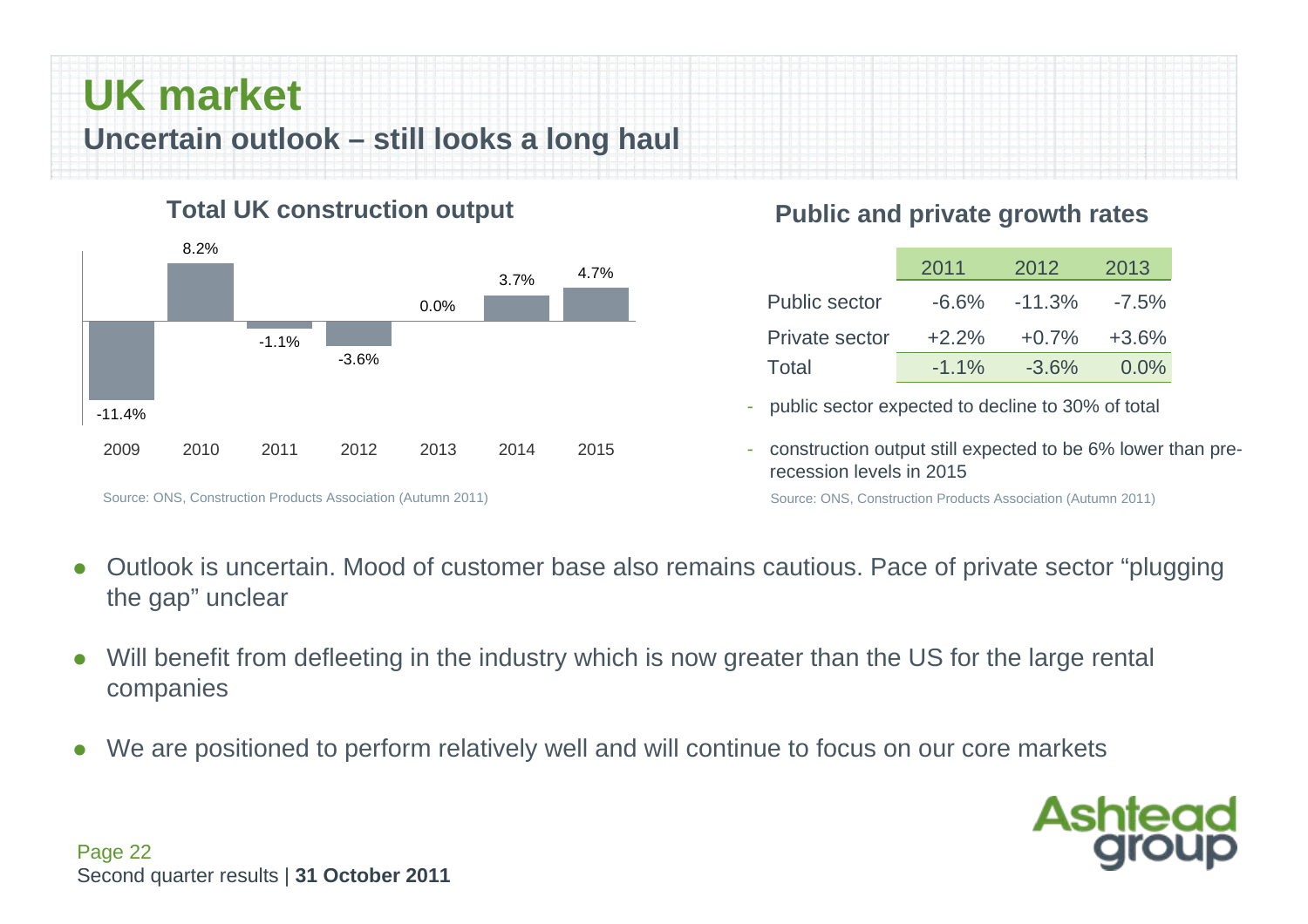# UK market

## Uncertain outlook – still looks a long haul

### Total UK construction output

| 2009 | 2010 | 2011 | 2012 | 2013 | 2014 | 2015 |
|---|---|---|---|---|---|---|
| -11.4% | 8.2% | -1.1% | -3.6% | 0.0% | 3.7% | 4.7% |

Source: ONS, Construction Products Association (Autumn 2011)

### Public and private growth rates

| | 2011 | 2012 | 2013 |
|---|---|---|---|
| Public sector | -6.6% | -11.3% | -7.5% |
| Private sector | +2.2% | +0.7% | +3.6% |
| Total | -1.1% | -3.6% | 0.0% |

- public sector expected to decline to 30% of total
- construction output still expected to be 6% lower than pre-recession levels in 2015

Source: ONS, Construction Products Association (Autumn 2011)

- Outlook is uncertain. Mood of customer base also remains cautious. Pace of private sector "plugging the gap" unclear
- Will benefit from defleeting in the industry which is now greater than the US for the large rental companies
- We are positioned to perform relatively well and will continue to focus on our core markets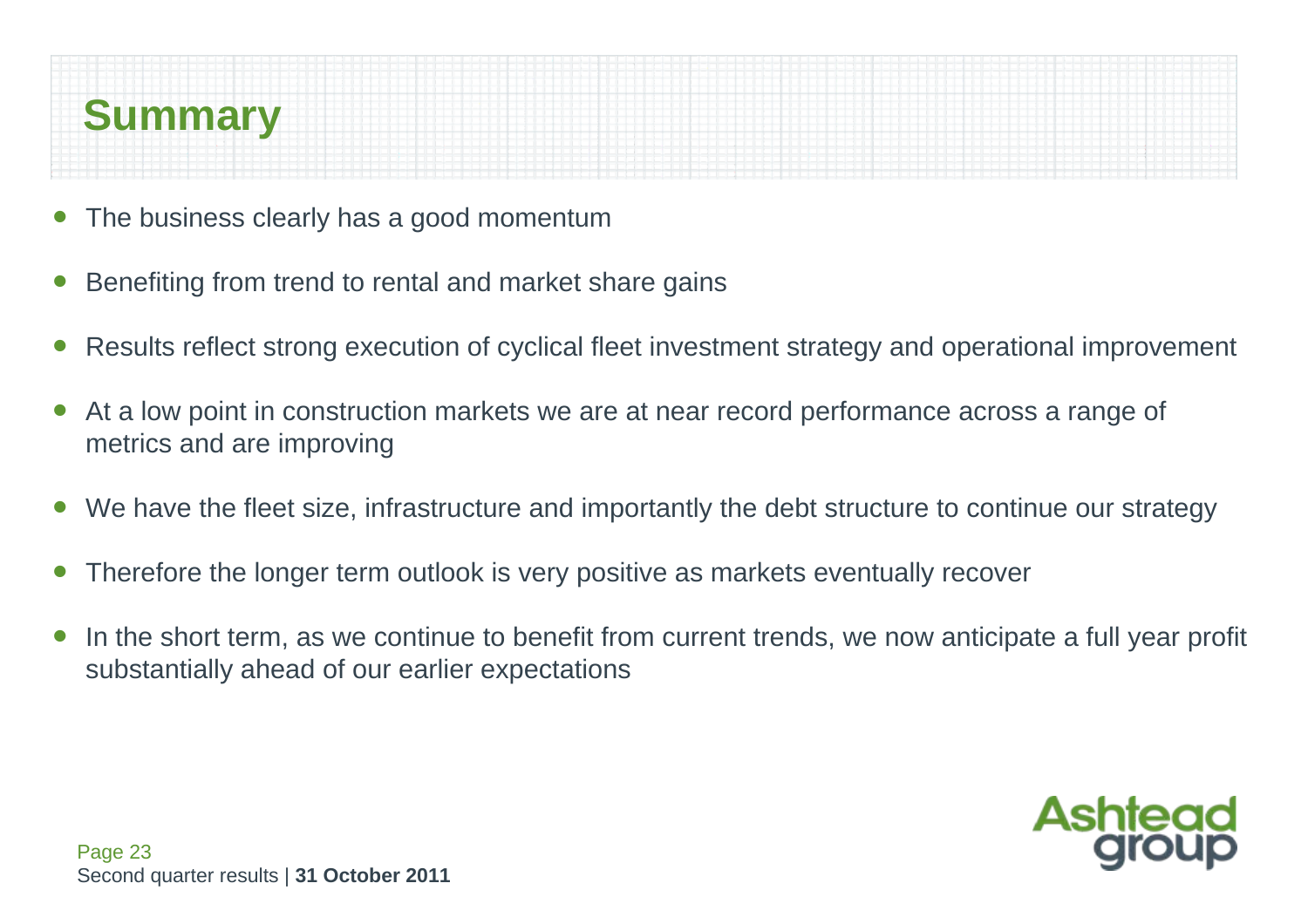# Summary

- The business clearly has a good momentum
- Benefiting from trend to rental and market share gains
- Results reflect strong execution of cyclical fleet investment strategy and operational improvement
- At a low point in construction markets we are at near record performance across a range of metrics and are improving
- We have the fleet size, infrastructure and importantly the debt structure to continue our strategy
- Therefore the longer term outlook is very positive as markets eventually recover
- In the short term, as we continue to benefit from current trends, we now anticipate a full year profit substantially ahead of our earlier expectations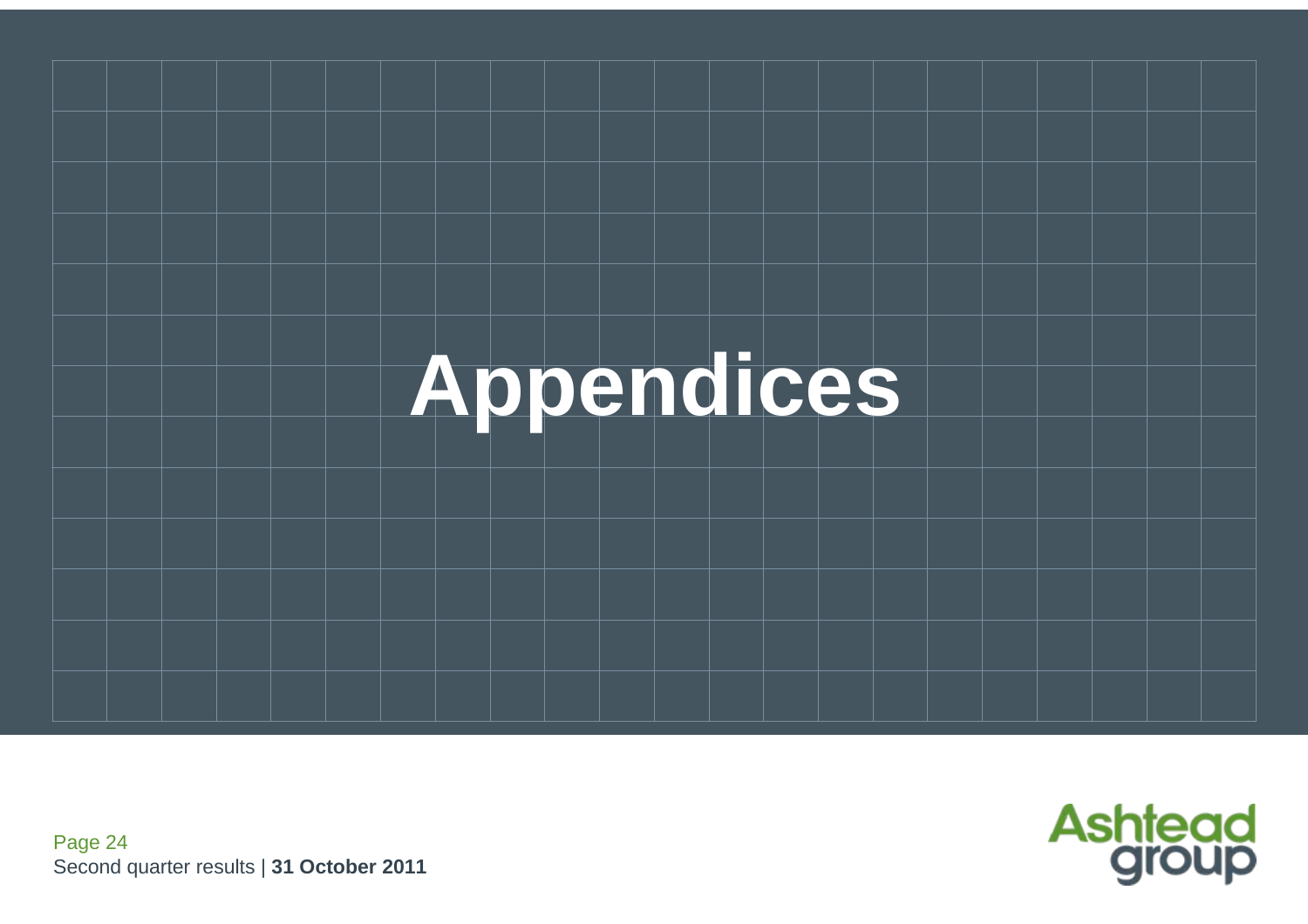# Appendices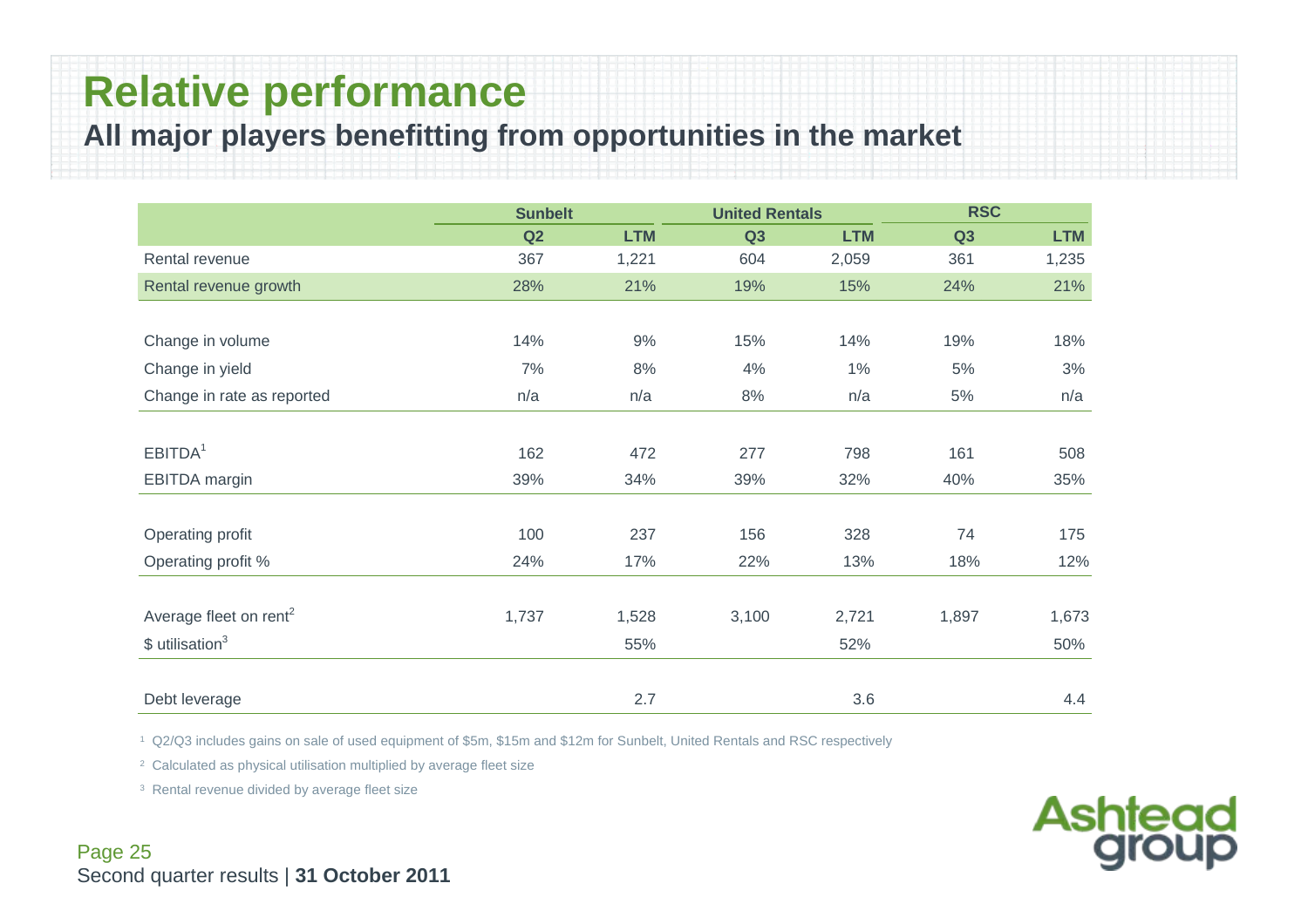# Relative performance

## All major players benefitting from opportunities in the market

| | Sunbelt | | United Rentals | | RSC | |
|---|---|---|---|---|---|---|
| | Q2 | LTM | Q3 | LTM | Q3 | LTM |
| Rental revenue | 367 | 1,221 | 604 | 2,059 | 361 | 1,235 |
| Rental revenue growth | 28% | 21% | 19% | 15% | 24% | 21% |
| | | | | | | |
| Change in volume | 14% | 9% | 15% | 14% | 19% | 18% |
| Change in yield | 7% | 8% | 4% | 1% | 5% | 3% |
| Change in rate as reported | n/a | n/a | 8% | n/a | 5% | n/a |
| | | | | | | |
| EBITDA[1] | 162 | 472 | 277 | 798 | 161 | 508 |
| EBITDA margin | 39% | 34% | 39% | 32% | 40% | 35% |
| | | | | | | |
| Operating profit | 100 | 237 | 156 | 328 | 74 | 175 |
| Operating profit % | 24% | 17% | 22% | 13% | 18% | 12% |
| | | | | | | |
| Average fleet on rent[2] | 1,737 | 1,528 | 3,100 | 2,721 | 1,897 | 1,673 |
| $ utilisation[3] | | 55% | | 52% | | 50% |
| | | | | | | |
| Debt leverage | | 2.7 | | 3.6 | | 4.4 |

[1] Q2/Q3 includes gains on sale of used equipment of $5m, $15m and $12m for Sunbelt, United Rentals and RSC respectively

[2] Calculated as physical utilisation multiplied by average fleet size

[3] Rental revenue divided by average fleet size

Second quarter results | **31 October 2011**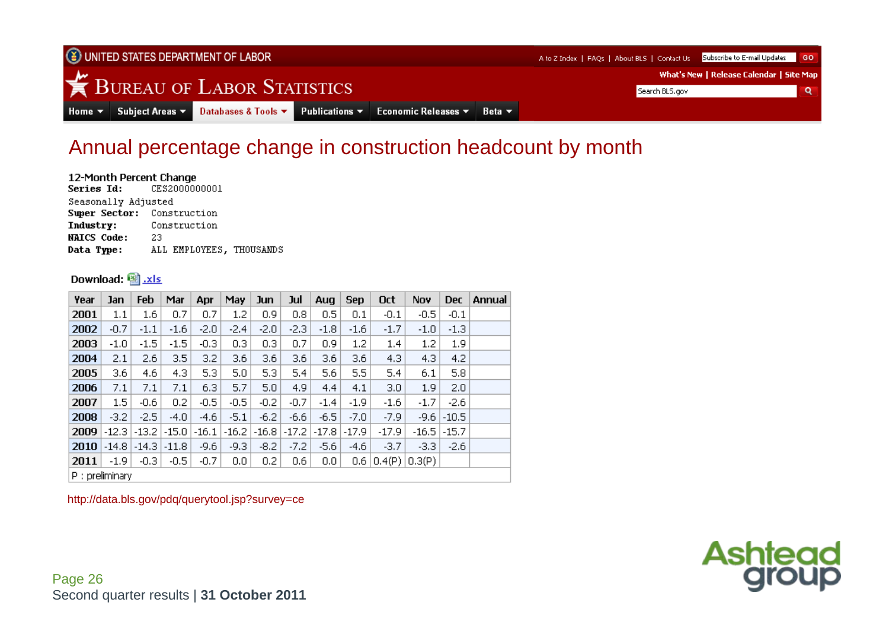UNITED STATES DEPARTMENT OF LABOR

A to Z Index | FAQs | About BLS | Contact Us

# Bureau of Labor Statistics

Home | Subject Areas | Databases & Tools | Publications | Economic Releases | Beta

What's New | Release Calendar | Site Map

## Annual percentage change in construction headcount by month

**12-Month Percent Change**

**Series Id:** CES2000000001
Seasonally Adjusted
**Super Sector:** Construction
**Industry:** Construction
**NAICS Code:** 23
**Data Type:** ALL EMPLOYEES, THOUSANDS

**Download:** .xls

| Year | Jan | Feb | Mar | Apr | May | Jun | Jul | Aug | Sep | Oct | Nov | Dec | Annual |
|---|---|---|---|---|---|---|---|---|---|---|---|---|---|
| **2001** | 1.1 | 1.6 | 0.7 | 0.7 | 1.2 | 0.9 | 0.8 | 0.5 | 0.1 | -0.1 | -0.5 | -0.1 | |
| **2002** | -0.7 | -1.1 | -1.6 | -2.0 | -2.4 | -2.0 | -2.3 | -1.8 | -1.6 | -1.7 | -1.0 | -1.3 | |
| **2003** | -1.0 | -1.5 | -1.5 | -0.3 | 0.3 | 0.3 | 0.7 | 0.9 | 1.2 | 1.4 | 1.2 | 1.9 | |
| **2004** | 2.1 | 2.6 | 3.5 | 3.2 | 3.6 | 3.6 | 3.6 | 3.6 | 3.6 | 4.3 | 4.3 | 4.2 | |
| **2005** | 3.6 | 4.6 | 4.3 | 5.3 | 5.0 | 5.3 | 5.4 | 5.6 | 5.5 | 5.4 | 6.1 | 5.8 | |
| **2006** | 7.1 | 7.1 | 7.1 | 6.3 | 5.7 | 5.0 | 4.9 | 4.4 | 4.1 | 3.0 | 1.9 | 2.0 | |
| **2007** | 1.5 | -0.6 | 0.2 | -0.5 | -0.5 | -0.2 | -0.7 | -1.4 | -1.9 | -1.6 | -1.7 | -2.6 | |
| **2008** | -3.2 | -2.5 | -4.0 | -4.6 | -5.1 | -6.2 | -6.6 | -6.5 | -7.0 | -7.9 | -9.6 | -10.5 | |
| **2009** | -12.3 | -13.2 | -15.0 | -16.1 | -16.2 | -16.8 | -17.2 | -17.8 | -17.9 | -17.9 | -16.5 | -15.7 | |
| **2010** | -14.8 | -14.3 | -11.8 | -9.6 | -9.3 | -8.2 | -7.2 | -5.6 | -4.6 | -3.7 | -3.3 | -2.6 | |
| **2011** | -1.9 | -0.3 | -0.5 | -0.7 | 0.0 | 0.2 | 0.6 | 0.0 | 0.6 | 0.4(P) | 0.3(P) | | |

P : preliminary

http://data.bls.gov/pdq/querytool.jsp?survey=ce

Second quarter results | **31 October 2011**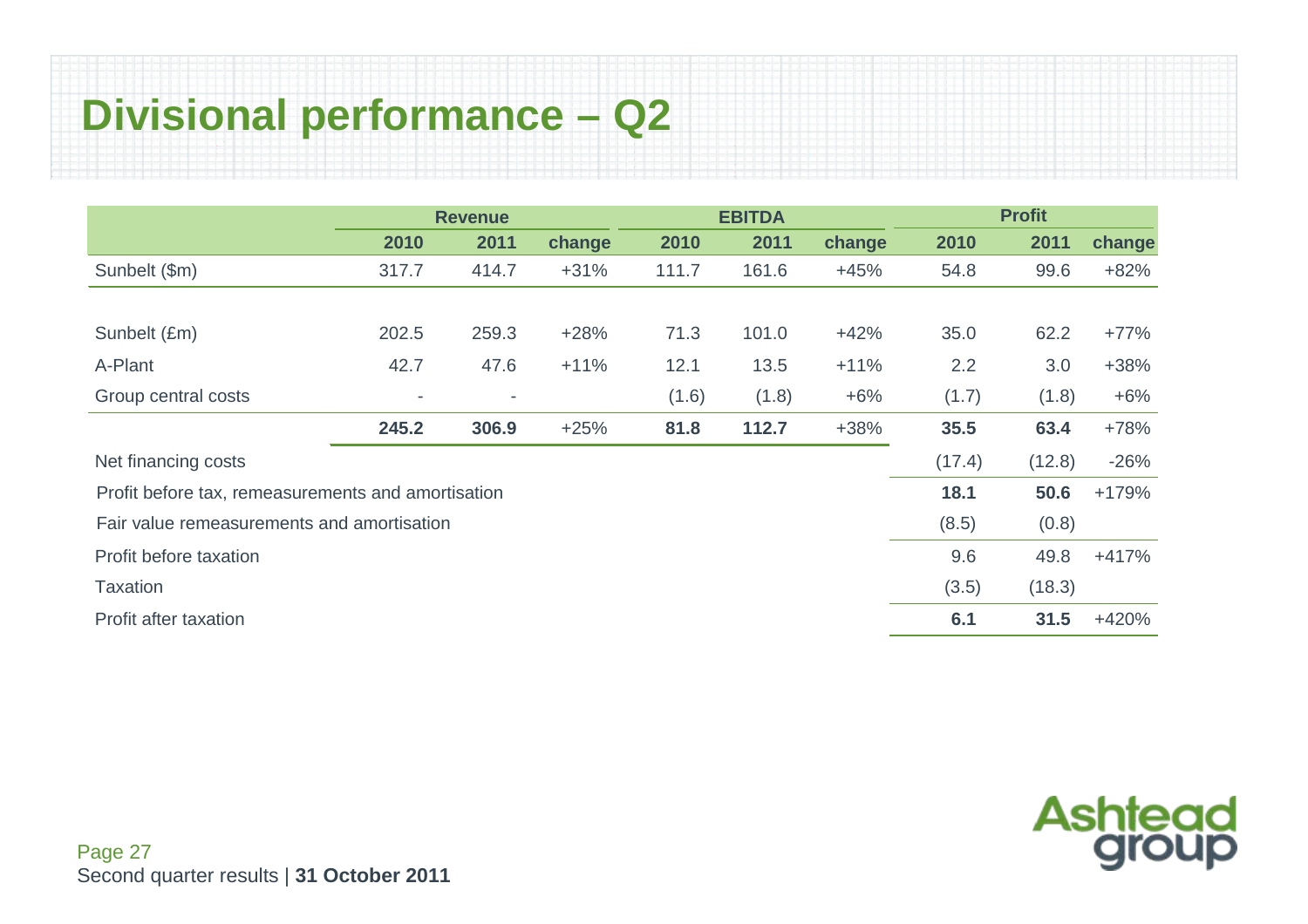# Divisional performance – Q2

| | Revenue | | | EBITDA | | | Profit | | |
|---|---|---|---|---|---|---|---|---|---|
| | 2010 | 2011 | change | 2010 | 2011 | change | 2010 | 2011 | change |
| Sunbelt ($m) | 317.7 | 414.7 | +31% | 111.7 | 161.6 | +45% | 54.8 | 99.6 | +82% |
| | | | | | | | | | |
| Sunbelt (£m) | 202.5 | 259.3 | +28% | 71.3 | 101.0 | +42% | 35.0 | 62.2 | +77% |
| A-Plant | 42.7 | 47.6 | +11% | 12.1 | 13.5 | +11% | 2.2 | 3.0 | +38% |
| Group central costs | - | - | | (1.6) | (1.8) | +6% | (1.7) | (1.8) | +6% |
| | **245.2** | **306.9** | +25% | **81.8** | **112.7** | +38% | **35.5** | **63.4** | +78% |
| Net financing costs | | | | | | | (17.4) | (12.8) | -26% |
| Profit before tax, remeasurements and amortisation | | | | | | | **18.1** | **50.6** | +179% |
| Fair value remeasurements and amortisation | | | | | | | (8.5) | (0.8) | |
| Profit before taxation | | | | | | | 9.6 | 49.8 | +417% |
| Taxation | | | | | | | (3.5) | (18.3) | |
| Profit after taxation | | | | | | | **6.1** | **31.5** | +420% |

Second quarter results | **31 October 2011**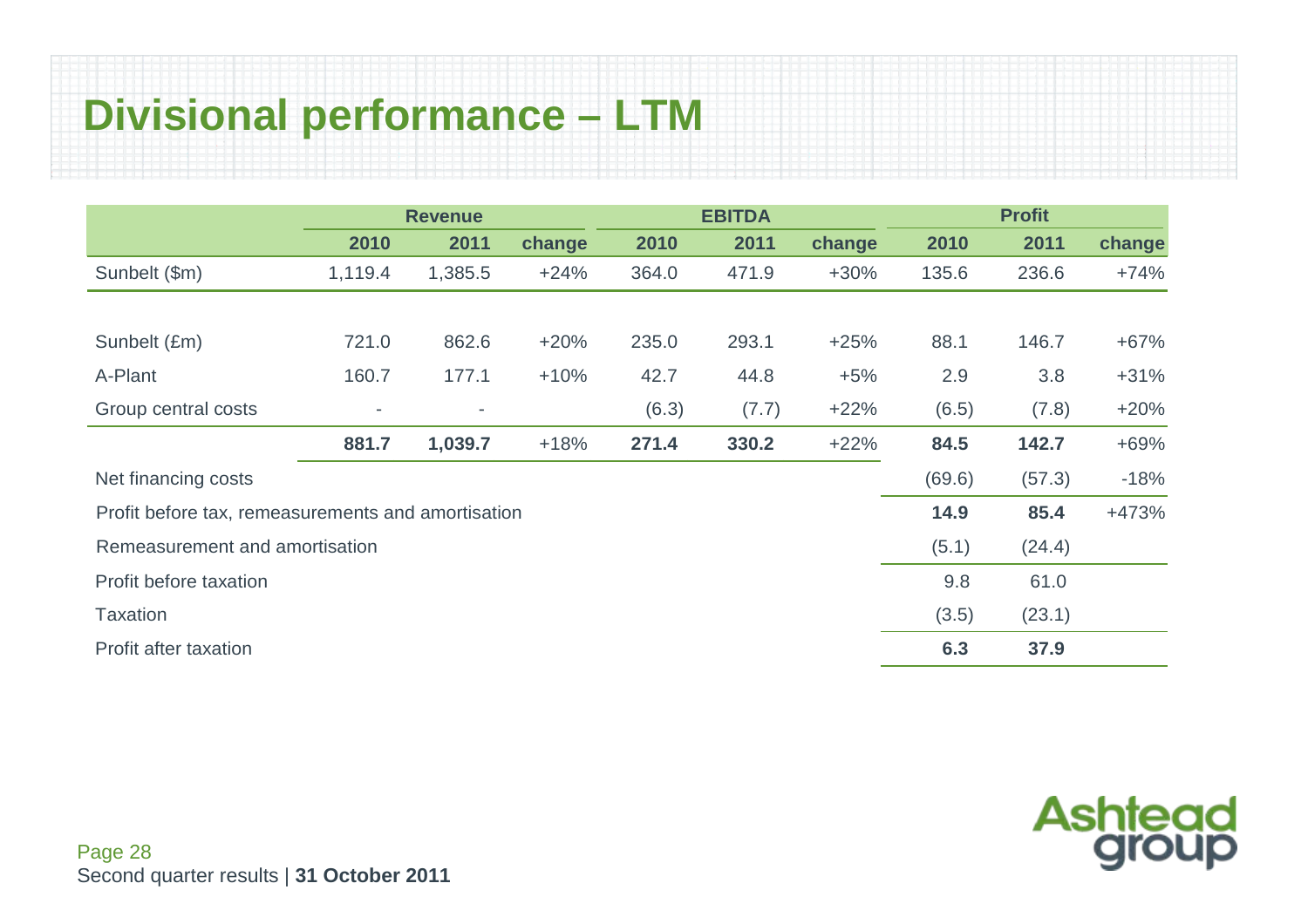# Divisional performance – LTM

| | Revenue | | | EBITDA | | | Profit | | |
|---|---|---|---|---|---|---|---|---|---|
| | 2010 | 2011 | change | 2010 | 2011 | change | 2010 | 2011 | change |
| Sunbelt ($m) | 1,119.4 | 1,385.5 | +24% | 364.0 | 471.9 | +30% | 135.6 | 236.6 | +74% |
| | | | | | | | | | |
| Sunbelt (£m) | 721.0 | 862.6 | +20% | 235.0 | 293.1 | +25% | 88.1 | 146.7 | +67% |
| A-Plant | 160.7 | 177.1 | +10% | 42.7 | 44.8 | +5% | 2.9 | 3.8 | +31% |
| Group central costs | - | - | | (6.3) | (7.7) | +22% | (6.5) | (7.8) | +20% |
| | **881.7** | **1,039.7** | +18% | **271.4** | **330.2** | +22% | **84.5** | **142.7** | +69% |
| Net financing costs | | | | | | | (69.6) | (57.3) | -18% |
| Profit before tax, remeasurements and amortisation | | | | | | | **14.9** | **85.4** | +473% |
| Remeasurement and amortisation | | | | | | | (5.1) | (24.4) | |
| Profit before taxation | | | | | | | 9.8 | 61.0 | |
| Taxation | | | | | | | (3.5) | (23.1) | |
| Profit after taxation | | | | | | | **6.3** | **37.9** | |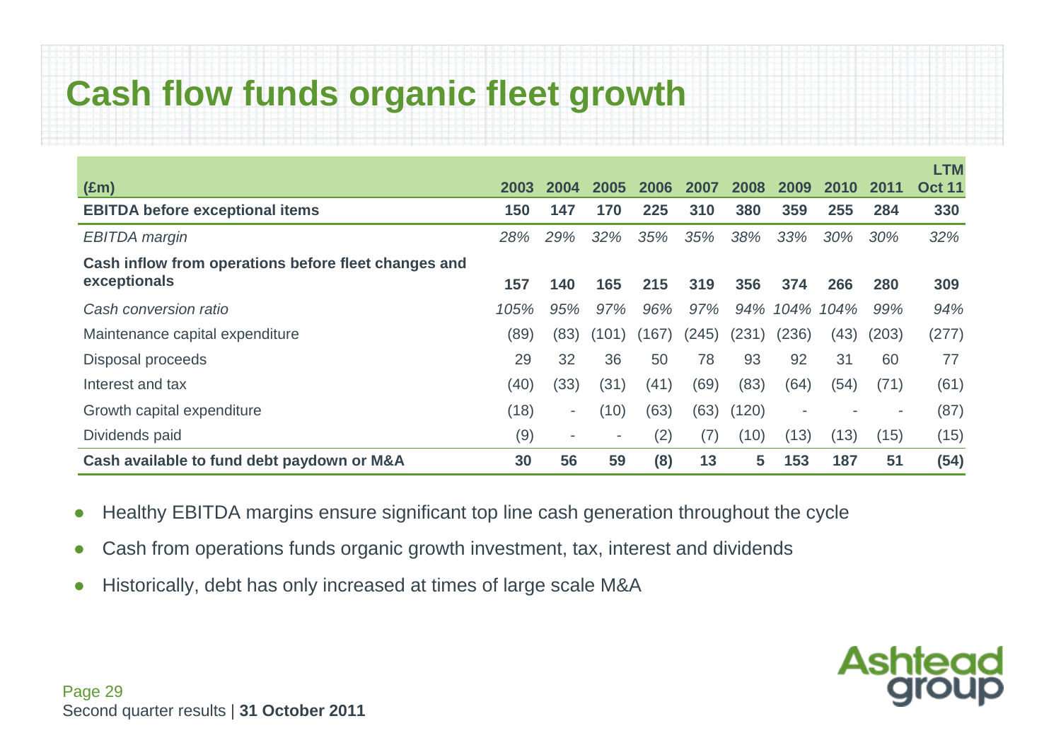# Cash flow funds organic fleet growth

| (£m) | 2003 | 2004 | 2005 | 2006 | 2007 | 2008 | 2009 | 2010 | 2011 | LTM Oct 11 |
|---|---|---|---|---|---|---|---|---|---|---|
| **EBITDA before exceptional items** | **150** | **147** | **170** | **225** | **310** | **380** | **359** | **255** | **284** | **330** |
| *EBITDA margin* | *28%* | *29%* | *32%* | *35%* | *35%* | *38%* | *33%* | *30%* | *30%* | *32%* |
| **Cash inflow from operations before fleet changes and exceptionals** | **157** | **140** | **165** | **215** | **319** | **356** | **374** | **266** | **280** | **309** |
| *Cash conversion ratio* | *105%* | *95%* | *97%* | *96%* | *97%* | *94%* | *104%* | *104%* | *99%* | *94%* |
| Maintenance capital expenditure | (89) | (83) | (101) | (167) | (245) | (231) | (236) | (43) | (203) | (277) |
| Disposal proceeds | 29 | 32 | 36 | 50 | 78 | 93 | 92 | 31 | 60 | 77 |
| Interest and tax | (40) | (33) | (31) | (41) | (69) | (83) | (64) | (54) | (71) | (61) |
| Growth capital expenditure | (18) | - | (10) | (63) | (63) | (120) | - | - | - | (87) |
| Dividends paid | (9) | - | - | (2) | (7) | (10) | (13) | (13) | (15) | (15) |
| **Cash available to fund debt paydown or M&A** | **30** | **56** | **59** | **(8)** | **13** | **5** | **153** | **187** | **51** | **(54)** |

- Healthy EBITDA margins ensure significant top line cash generation throughout the cycle
- Cash from operations funds organic growth investment, tax, interest and dividends
- Historically, debt has only increased at times of large scale M&A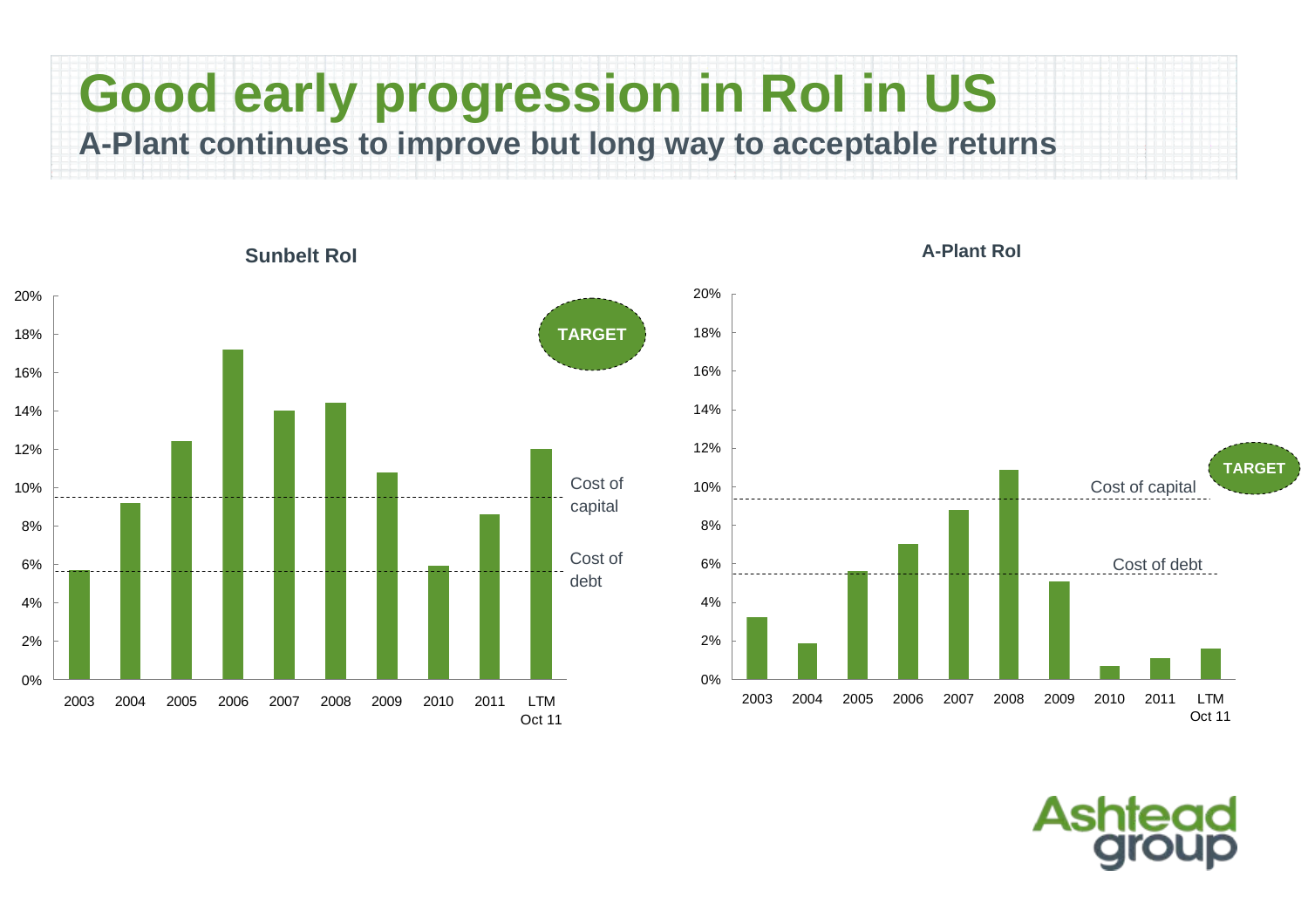# Good early progression in RoI in US

## A-Plant continues to improve but long way to acceptable returns

**Sunbelt RoI**

20%
18%
16%
14%
12%
10%
8%
6%
4%
2%
0%

2003 2004 2005 2006 2007 2008 2009 2010 2011 LTM Oct 11

TARGET

Cost of capital

Cost of debt

**A-Plant RoI**

20%
18%
16%
14%
12%
10%
8%
6%
4%
2%
0%

2003 2004 2005 2006 2007 2008 2009 2010 2011 LTM Oct 11

TARGET

Cost of capital

Cost of debt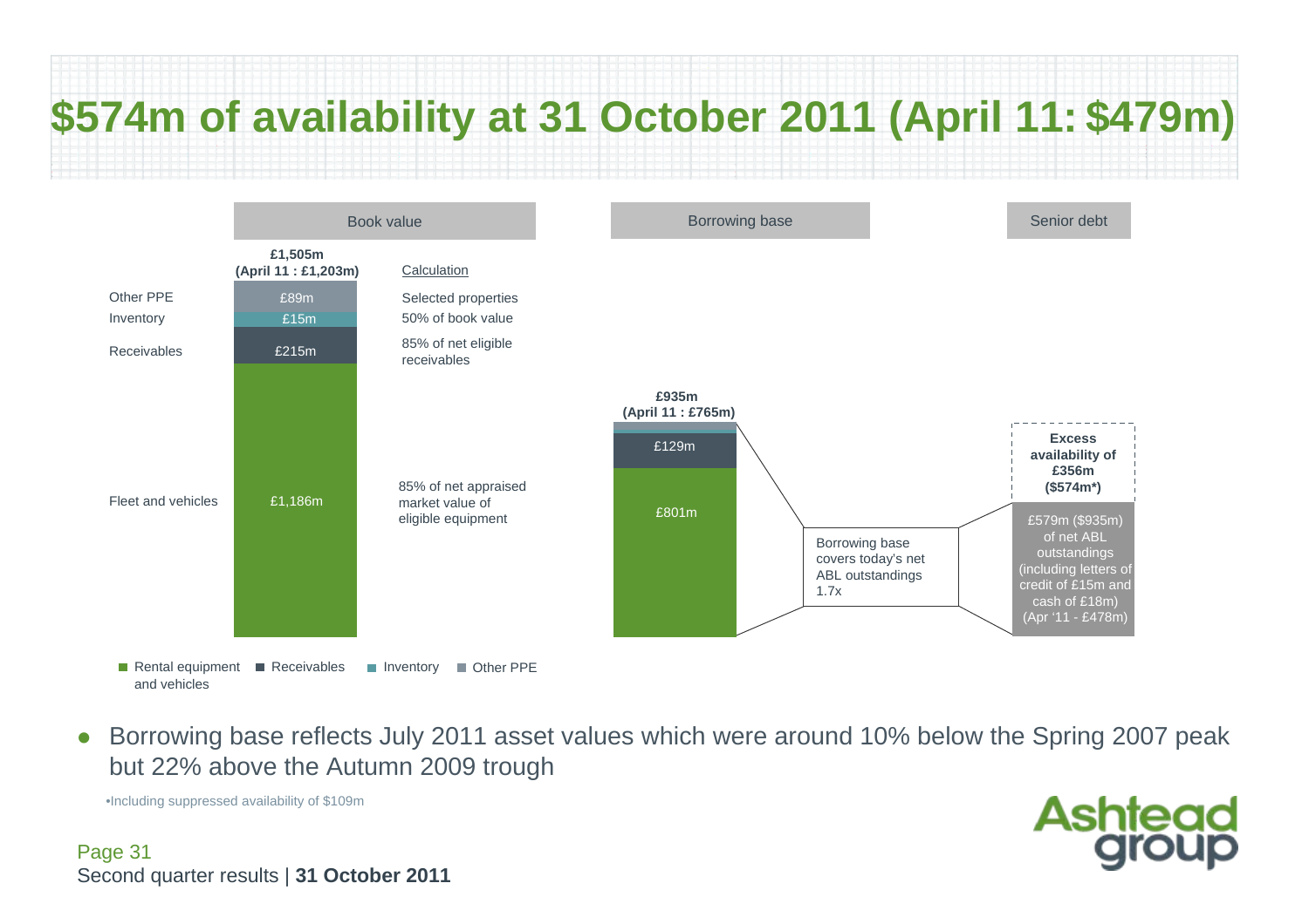# $574m of availability at 31 October 2011 (April 11: $479m)

Book value

£1,505m
(April 11 : £1,203m)

Calculation

Other PPE — £89m — Selected properties

Inventory — £15m — 50% of book value

Receivables — £215m — 85% of net eligible receivables

Fleet and vehicles — £1,186m — 85% of net appraised market value of eligible equipment

Borrowing base

£935m
(April 11 : £765m)

£129m

£801m

Borrowing base covers today's net ABL outstandings 1.7x

Senior debt

Excess availability of £356m ($574m*)

£579m ($935m) of net ABL outstandings (including letters of credit of £15m and cash of £18m) (Apr '11 - £478m)

Rental equipment and vehicles | Receivables | Inventory | Other PPE

- Borrowing base reflects July 2011 asset values which were around 10% below the Spring 2007 peak but 22% above the Autumn 2009 trough

*Including suppressed availability of $109m